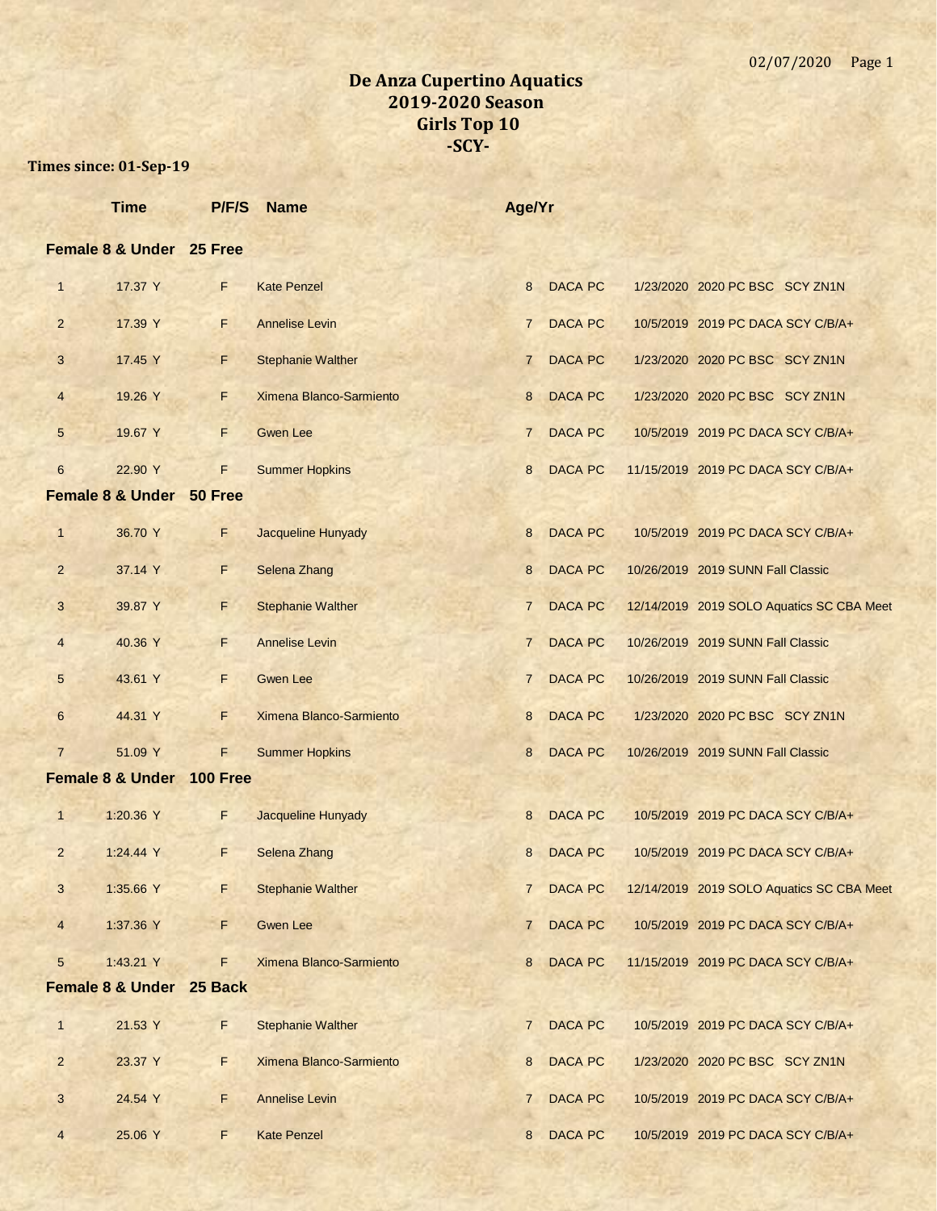# De Anza Cupertino Aquatics
## 2019-2020 Season
## Girls Top 10
## -SCY-

**Times since: 01-Sep-19**

| | Time | P/F/S | Name | Age/Yr | | | |
|---|---|---|---|---|---|---|---|
| **Female 8 & Under** | **25 Free** | | | | | | |
| 1 | 17.37 Y | F | Kate Penzel | 8 | DACA PC | 1/23/2020 | 2020 PC BSC SCY ZN1N |
| 2 | 17.39 Y | F | Annelise Levin | 7 | DACA PC | 10/5/2019 | 2019 PC DACA SCY C/B/A+ |
| 3 | 17.45 Y | F | Stephanie Walther | 7 | DACA PC | 1/23/2020 | 2020 PC BSC SCY ZN1N |
| 4 | 19.26 Y | F | Ximena Blanco-Sarmiento | 8 | DACA PC | 1/23/2020 | 2020 PC BSC SCY ZN1N |
| 5 | 19.67 Y | F | Gwen Lee | 7 | DACA PC | 10/5/2019 | 2019 PC DACA SCY C/B/A+ |
| 6 | 22.90 Y | F | Summer Hopkins | 8 | DACA PC | 11/15/2019 | 2019 PC DACA SCY C/B/A+ |
| **Female 8 & Under** | **50 Free** | | | | | | |
| 1 | 36.70 Y | F | Jacqueline Hunyady | 8 | DACA PC | 10/5/2019 | 2019 PC DACA SCY C/B/A+ |
| 2 | 37.14 Y | F | Selena Zhang | 8 | DACA PC | 10/26/2019 | 2019 SUNN Fall Classic |
| 3 | 39.87 Y | F | Stephanie Walther | 7 | DACA PC | 12/14/2019 | 2019 SOLO Aquatics SC CBA Meet |
| 4 | 40.36 Y | F | Annelise Levin | 7 | DACA PC | 10/26/2019 | 2019 SUNN Fall Classic |
| 5 | 43.61 Y | F | Gwen Lee | 7 | DACA PC | 10/26/2019 | 2019 SUNN Fall Classic |
| 6 | 44.31 Y | F | Ximena Blanco-Sarmiento | 8 | DACA PC | 1/23/2020 | 2020 PC BSC SCY ZN1N |
| 7 | 51.09 Y | F | Summer Hopkins | 8 | DACA PC | 10/26/2019 | 2019 SUNN Fall Classic |
| **Female 8 & Under** | **100 Free** | | | | | | |
| 1 | 1:20.36 Y | F | Jacqueline Hunyady | 8 | DACA PC | 10/5/2019 | 2019 PC DACA SCY C/B/A+ |
| 2 | 1:24.44 Y | F | Selena Zhang | 8 | DACA PC | 10/5/2019 | 2019 PC DACA SCY C/B/A+ |
| 3 | 1:35.66 Y | F | Stephanie Walther | 7 | DACA PC | 12/14/2019 | 2019 SOLO Aquatics SC CBA Meet |
| 4 | 1:37.36 Y | F | Gwen Lee | 7 | DACA PC | 10/5/2019 | 2019 PC DACA SCY C/B/A+ |
| 5 | 1:43.21 Y | F | Ximena Blanco-Sarmiento | 8 | DACA PC | 11/15/2019 | 2019 PC DACA SCY C/B/A+ |
| **Female 8 & Under** | **25 Back** | | | | | | |
| 1 | 21.53 Y | F | Stephanie Walther | 7 | DACA PC | 10/5/2019 | 2019 PC DACA SCY C/B/A+ |
| 2 | 23.37 Y | F | Ximena Blanco-Sarmiento | 8 | DACA PC | 1/23/2020 | 2020 PC BSC SCY ZN1N |
| 3 | 24.54 Y | F | Annelise Levin | 7 | DACA PC | 10/5/2019 | 2019 PC DACA SCY C/B/A+ |
| 4 | 25.06 Y | F | Kate Penzel | 8 | DACA PC | 10/5/2019 | 2019 PC DACA SCY C/B/A+ |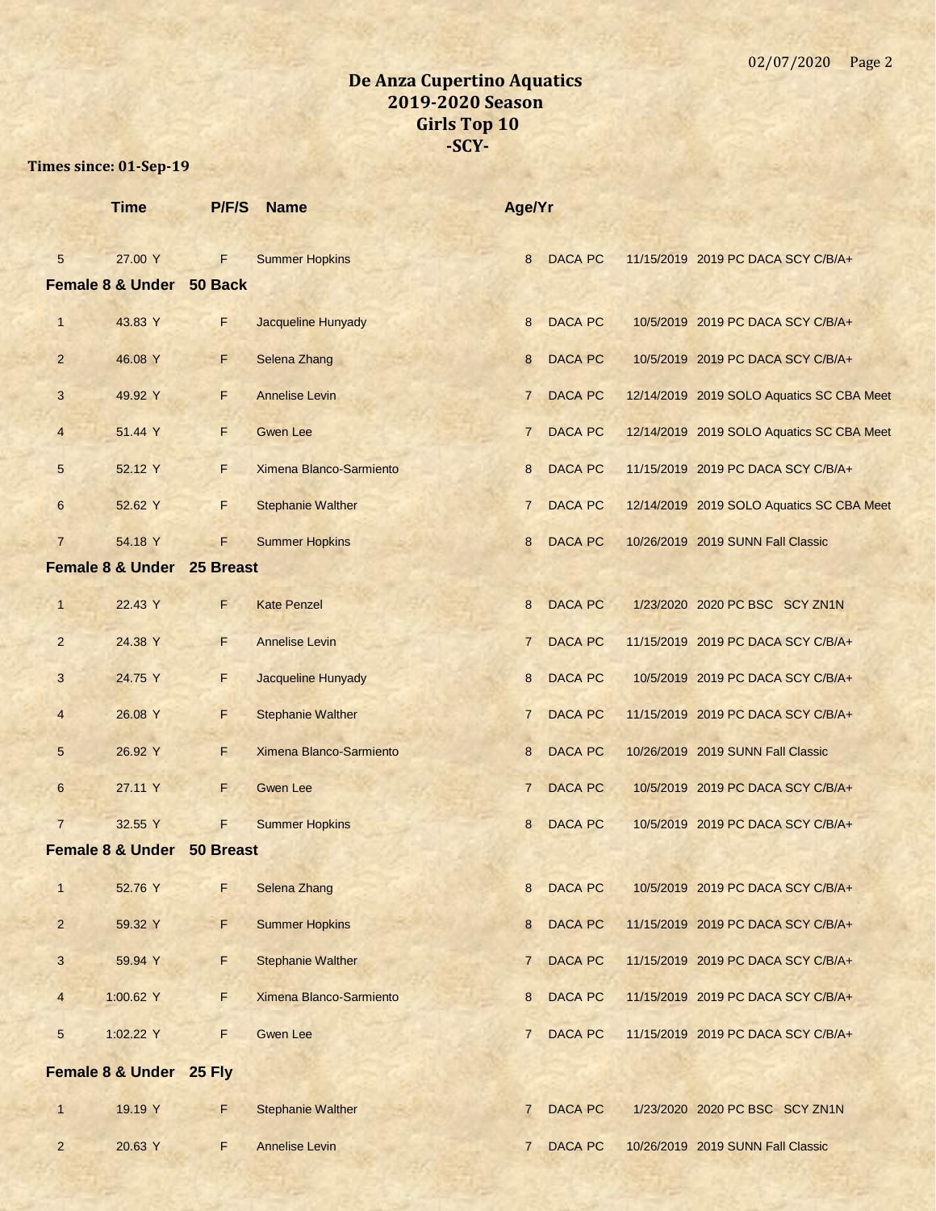# De Anza Cupertino Aquatics
## 2019-2020 Season
## Girls Top 10
## -SCY-

**Times since: 01-Sep-19**

| | Time | P/F/S | Name | Age/Yr | | |
|---|---|---|---|---|---|---|
| 5 | 27.00 Y | F | Summer Hopkins | 8 | DACA PC | 11/15/2019 2019 PC DACA SCY C/B/A+ |
| **Female 8 & Under** | **50 Back** | | | | | |
| 1 | 43.83 Y | F | Jacqueline Hunyady | 8 | DACA PC | 10/5/2019 2019 PC DACA SCY C/B/A+ |
| 2 | 46.08 Y | F | Selena Zhang | 8 | DACA PC | 10/5/2019 2019 PC DACA SCY C/B/A+ |
| 3 | 49.92 Y | F | Annelise Levin | 7 | DACA PC | 12/14/2019 2019 SOLO Aquatics SC CBA Meet |
| 4 | 51.44 Y | F | Gwen Lee | 7 | DACA PC | 12/14/2019 2019 SOLO Aquatics SC CBA Meet |
| 5 | 52.12 Y | F | Ximena Blanco-Sarmiento | 8 | DACA PC | 11/15/2019 2019 PC DACA SCY C/B/A+ |
| 6 | 52.62 Y | F | Stephanie Walther | 7 | DACA PC | 12/14/2019 2019 SOLO Aquatics SC CBA Meet |
| 7 | 54.18 Y | F | Summer Hopkins | 8 | DACA PC | 10/26/2019 2019 SUNN Fall Classic |
| **Female 8 & Under** | **25 Breast** | | | | | |
| 1 | 22.43 Y | F | Kate Penzel | 8 | DACA PC | 1/23/2020 2020 PC BSC SCY ZN1N |
| 2 | 24.38 Y | F | Annelise Levin | 7 | DACA PC | 11/15/2019 2019 PC DACA SCY C/B/A+ |
| 3 | 24.75 Y | F | Jacqueline Hunyady | 8 | DACA PC | 10/5/2019 2019 PC DACA SCY C/B/A+ |
| 4 | 26.08 Y | F | Stephanie Walther | 7 | DACA PC | 11/15/2019 2019 PC DACA SCY C/B/A+ |
| 5 | 26.92 Y | F | Ximena Blanco-Sarmiento | 8 | DACA PC | 10/26/2019 2019 SUNN Fall Classic |
| 6 | 27.11 Y | F | Gwen Lee | 7 | DACA PC | 10/5/2019 2019 PC DACA SCY C/B/A+ |
| 7 | 32.55 Y | F | Summer Hopkins | 8 | DACA PC | 10/5/2019 2019 PC DACA SCY C/B/A+ |
| **Female 8 & Under** | **50 Breast** | | | | | |
| 1 | 52.76 Y | F | Selena Zhang | 8 | DACA PC | 10/5/2019 2019 PC DACA SCY C/B/A+ |
| 2 | 59.32 Y | F | Summer Hopkins | 8 | DACA PC | 11/15/2019 2019 PC DACA SCY C/B/A+ |
| 3 | 59.94 Y | F | Stephanie Walther | 7 | DACA PC | 11/15/2019 2019 PC DACA SCY C/B/A+ |
| 4 | 1:00.62 Y | F | Ximena Blanco-Sarmiento | 8 | DACA PC | 11/15/2019 2019 PC DACA SCY C/B/A+ |
| 5 | 1:02.22 Y | F | Gwen Lee | 7 | DACA PC | 11/15/2019 2019 PC DACA SCY C/B/A+ |
| **Female 8 & Under** | **25 Fly** | | | | | |
| 1 | 19.19 Y | F | Stephanie Walther | 7 | DACA PC | 1/23/2020 2020 PC BSC SCY ZN1N |
| 2 | 20.63 Y | F | Annelise Levin | 7 | DACA PC | 10/26/2019 2019 SUNN Fall Classic |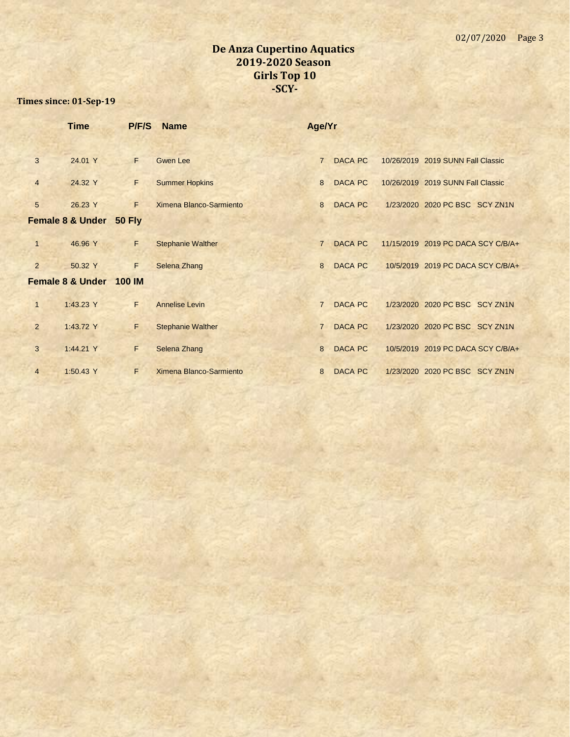# De Anza Cupertino Aquatics
## 2019-2020 Season
## Girls Top 10
## -SCY-

**Times since: 01-Sep-19**

| | Time | P/F/S | Name | Age/Yr | | | |
|---|---|---|---|---|---|---|---|
| 3 | 24.01 Y | F | Gwen Lee | 7 | DACA PC | 10/26/2019 | 2019 SUNN Fall Classic |
| 4 | 24.32 Y | F | Summer Hopkins | 8 | DACA PC | 10/26/2019 | 2019 SUNN Fall Classic |
| 5 | 26.23 Y | F | Ximena Blanco-Sarmiento | 8 | DACA PC | 1/23/2020 | 2020 PC BSC SCY ZN1N |
| **Female 8 & Under** | **50 Fly** | | | | | | |
| 1 | 46.96 Y | F | Stephanie Walther | 7 | DACA PC | 11/15/2019 | 2019 PC DACA SCY C/B/A+ |
| 2 | 50.32 Y | F | Selena Zhang | 8 | DACA PC | 10/5/2019 | 2019 PC DACA SCY C/B/A+ |
| **Female 8 & Under** | **100 IM** | | | | | | |
| 1 | 1:43.23 Y | F | Annelise Levin | 7 | DACA PC | 1/23/2020 | 2020 PC BSC SCY ZN1N |
| 2 | 1:43.72 Y | F | Stephanie Walther | 7 | DACA PC | 1/23/2020 | 2020 PC BSC SCY ZN1N |
| 3 | 1:44.21 Y | F | Selena Zhang | 8 | DACA PC | 10/5/2019 | 2019 PC DACA SCY C/B/A+ |
| 4 | 1:50.43 Y | F | Ximena Blanco-Sarmiento | 8 | DACA PC | 1/23/2020 | 2020 PC BSC SCY ZN1N |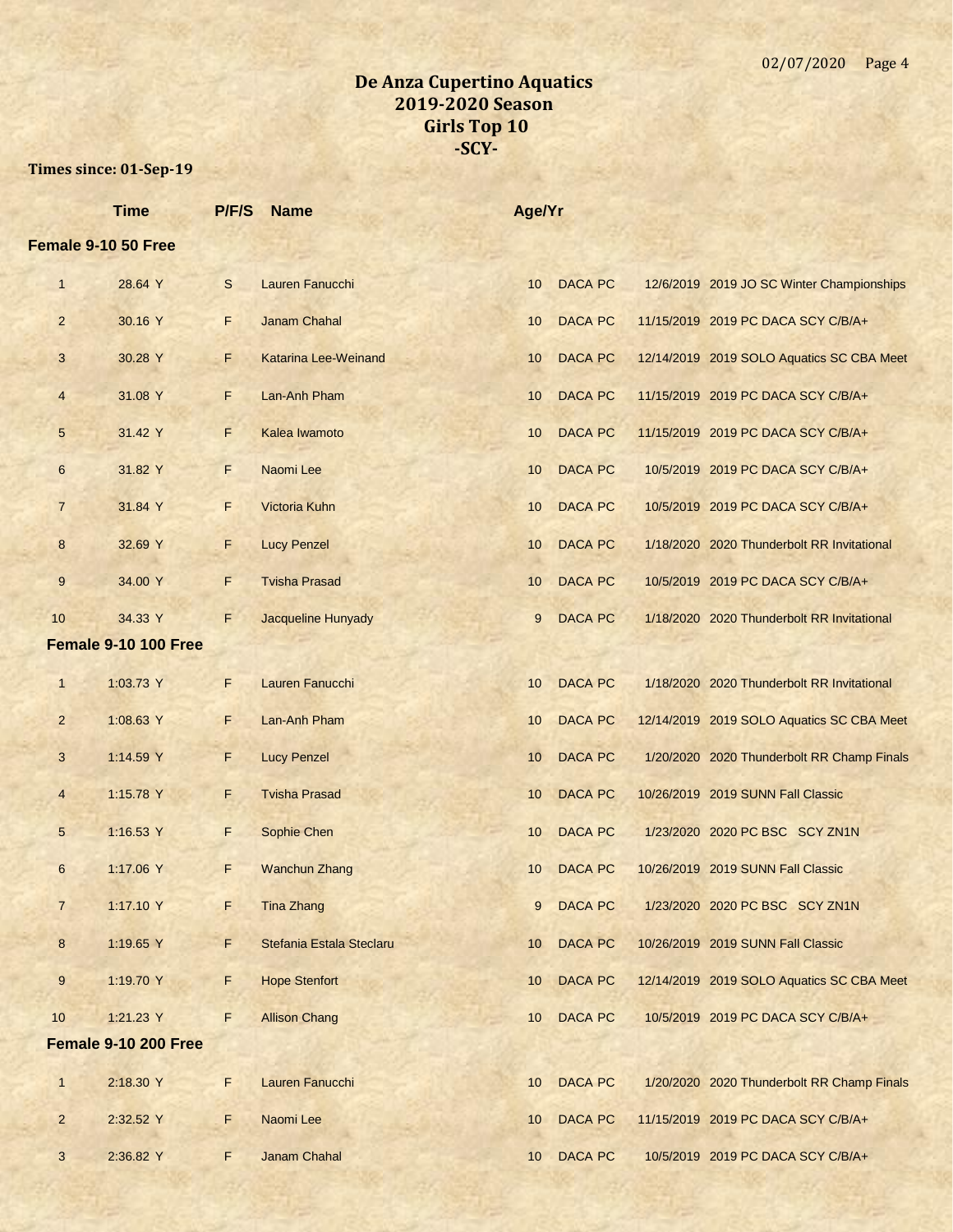# De Anza Cupertino Aquatics
## 2019-2020 Season
## Girls Top 10
## -SCY-

**Times since: 01-Sep-19**

| | Time | P/F/S | Name | Age/Yr | | | |
|---|---|---|---|---|---|---|---|
| **Female 9-10 50 Free** | | | | | | | |
| 1 | 28.64 Y | S | Lauren Fanucchi | 10 | DACA PC | 12/6/2019 | 2019 JO SC Winter Championships |
| 2 | 30.16 Y | F | Janam Chahal | 10 | DACA PC | 11/15/2019 | 2019 PC DACA SCY C/B/A+ |
| 3 | 30.28 Y | F | Katarina Lee-Weinand | 10 | DACA PC | 12/14/2019 | 2019 SOLO Aquatics SC CBA Meet |
| 4 | 31.08 Y | F | Lan-Anh Pham | 10 | DACA PC | 11/15/2019 | 2019 PC DACA SCY C/B/A+ |
| 5 | 31.42 Y | F | Kalea Iwamoto | 10 | DACA PC | 11/15/2019 | 2019 PC DACA SCY C/B/A+ |
| 6 | 31.82 Y | F | Naomi Lee | 10 | DACA PC | 10/5/2019 | 2019 PC DACA SCY C/B/A+ |
| 7 | 31.84 Y | F | Victoria Kuhn | 10 | DACA PC | 10/5/2019 | 2019 PC DACA SCY C/B/A+ |
| 8 | 32.69 Y | F | Lucy Penzel | 10 | DACA PC | 1/18/2020 | 2020 Thunderbolt RR Invitational |
| 9 | 34.00 Y | F | Tvisha Prasad | 10 | DACA PC | 10/5/2019 | 2019 PC DACA SCY C/B/A+ |
| 10 | 34.33 Y | F | Jacqueline Hunyady | 9 | DACA PC | 1/18/2020 | 2020 Thunderbolt RR Invitational |
| **Female 9-10 100 Free** | | | | | | | |
| 1 | 1:03.73 Y | F | Lauren Fanucchi | 10 | DACA PC | 1/18/2020 | 2020 Thunderbolt RR Invitational |
| 2 | 1:08.63 Y | F | Lan-Anh Pham | 10 | DACA PC | 12/14/2019 | 2019 SOLO Aquatics SC CBA Meet |
| 3 | 1:14.59 Y | F | Lucy Penzel | 10 | DACA PC | 1/20/2020 | 2020 Thunderbolt RR Champ Finals |
| 4 | 1:15.78 Y | F | Tvisha Prasad | 10 | DACA PC | 10/26/2019 | 2019 SUNN Fall Classic |
| 5 | 1:16.53 Y | F | Sophie Chen | 10 | DACA PC | 1/23/2020 | 2020 PC BSC SCY ZN1N |
| 6 | 1:17.06 Y | F | Wanchun Zhang | 10 | DACA PC | 10/26/2019 | 2019 SUNN Fall Classic |
| 7 | 1:17.10 Y | F | Tina Zhang | 9 | DACA PC | 1/23/2020 | 2020 PC BSC SCY ZN1N |
| 8 | 1:19.65 Y | F | Stefania Estala Steclaru | 10 | DACA PC | 10/26/2019 | 2019 SUNN Fall Classic |
| 9 | 1:19.70 Y | F | Hope Stenfort | 10 | DACA PC | 12/14/2019 | 2019 SOLO Aquatics SC CBA Meet |
| 10 | 1:21.23 Y | F | Allison Chang | 10 | DACA PC | 10/5/2019 | 2019 PC DACA SCY C/B/A+ |
| **Female 9-10 200 Free** | | | | | | | |
| 1 | 2:18.30 Y | F | Lauren Fanucchi | 10 | DACA PC | 1/20/2020 | 2020 Thunderbolt RR Champ Finals |
| 2 | 2:32.52 Y | F | Naomi Lee | 10 | DACA PC | 11/15/2019 | 2019 PC DACA SCY C/B/A+ |
| 3 | 2:36.82 Y | F | Janam Chahal | 10 | DACA PC | 10/5/2019 | 2019 PC DACA SCY C/B/A+ |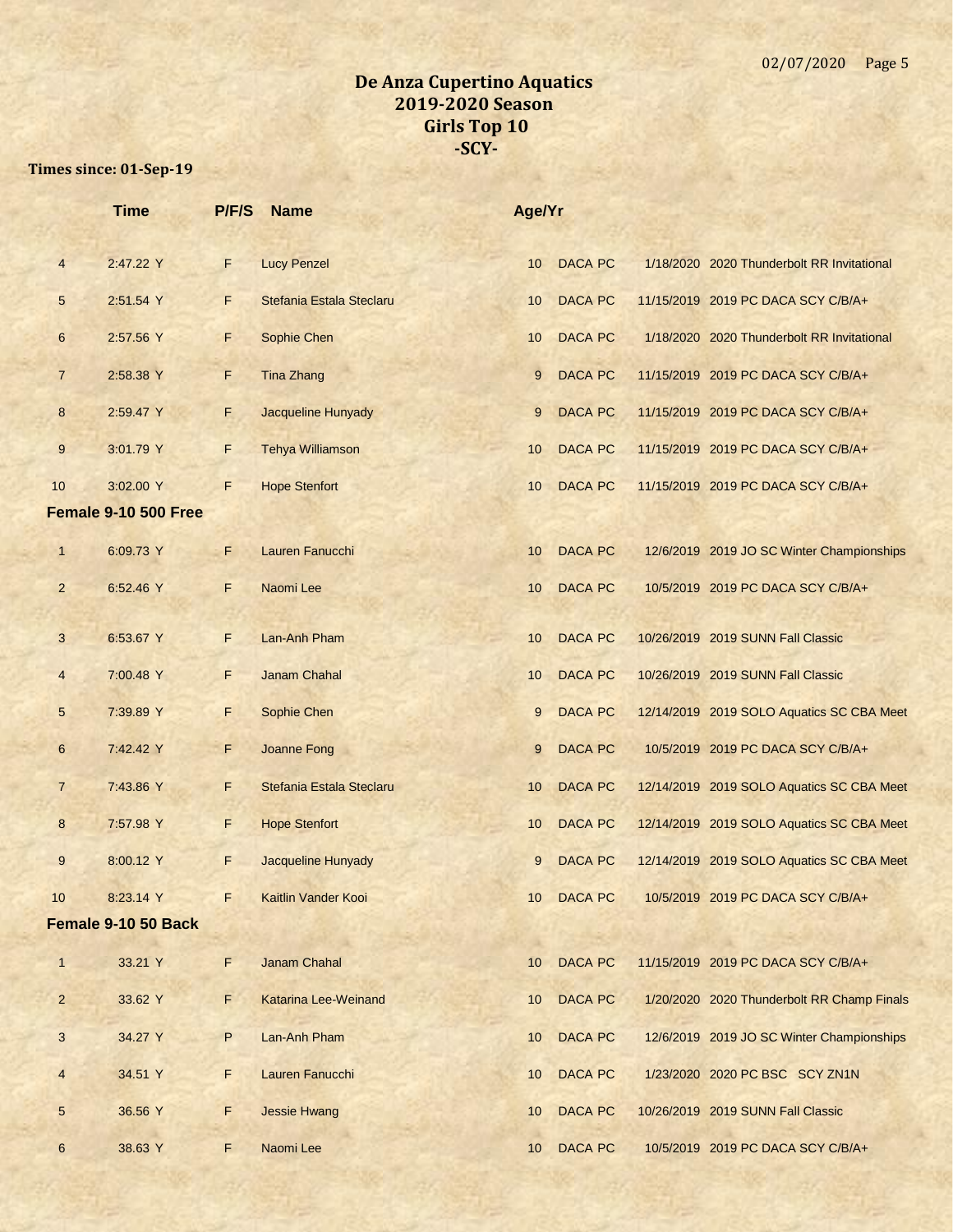# De Anza Cupertino Aquatics
## 2019-2020 Season
## Girls Top 10
## -SCY-

**Times since: 01-Sep-19**

| | Time | P/F/S | Name | Age/Yr | | | |
|---|---|---|---|---|---|---|---|
| 4 | 2:47.22 Y | F | Lucy Penzel | 10 | DACA PC | 1/18/2020 | 2020 Thunderbolt RR Invitational |
| 5 | 2:51.54 Y | F | Stefania Estala Steclaru | 10 | DACA PC | 11/15/2019 | 2019 PC DACA SCY C/B/A+ |
| 6 | 2:57.56 Y | F | Sophie Chen | 10 | DACA PC | 1/18/2020 | 2020 Thunderbolt RR Invitational |
| 7 | 2:58.38 Y | F | Tina Zhang | 9 | DACA PC | 11/15/2019 | 2019 PC DACA SCY C/B/A+ |
| 8 | 2:59.47 Y | F | Jacqueline Hunyady | 9 | DACA PC | 11/15/2019 | 2019 PC DACA SCY C/B/A+ |
| 9 | 3:01.79 Y | F | Tehya Williamson | 10 | DACA PC | 11/15/2019 | 2019 PC DACA SCY C/B/A+ |
| 10 | 3:02.00 Y | F | Hope Stenfort | 10 | DACA PC | 11/15/2019 | 2019 PC DACA SCY C/B/A+ |
| **Female 9-10 500 Free** | | | | | | | |
| 1 | 6:09.73 Y | F | Lauren Fanucchi | 10 | DACA PC | 12/6/2019 | 2019 JO SC Winter Championships |
| 2 | 6:52.46 Y | F | Naomi Lee | 10 | DACA PC | 10/5/2019 | 2019 PC DACA SCY C/B/A+ |
| 3 | 6:53.67 Y | F | Lan-Anh Pham | 10 | DACA PC | 10/26/2019 | 2019 SUNN Fall Classic |
| 4 | 7:00.48 Y | F | Janam Chahal | 10 | DACA PC | 10/26/2019 | 2019 SUNN Fall Classic |
| 5 | 7:39.89 Y | F | Sophie Chen | 9 | DACA PC | 12/14/2019 | 2019 SOLO Aquatics SC CBA Meet |
| 6 | 7:42.42 Y | F | Joanne Fong | 9 | DACA PC | 10/5/2019 | 2019 PC DACA SCY C/B/A+ |
| 7 | 7:43.86 Y | F | Stefania Estala Steclaru | 10 | DACA PC | 12/14/2019 | 2019 SOLO Aquatics SC CBA Meet |
| 8 | 7:57.98 Y | F | Hope Stenfort | 10 | DACA PC | 12/14/2019 | 2019 SOLO Aquatics SC CBA Meet |
| 9 | 8:00.12 Y | F | Jacqueline Hunyady | 9 | DACA PC | 12/14/2019 | 2019 SOLO Aquatics SC CBA Meet |
| 10 | 8:23.14 Y | F | Kaitlin Vander Kooi | 10 | DACA PC | 10/5/2019 | 2019 PC DACA SCY C/B/A+ |
| **Female 9-10 50 Back** | | | | | | | |
| 1 | 33.21 Y | F | Janam Chahal | 10 | DACA PC | 11/15/2019 | 2019 PC DACA SCY C/B/A+ |
| 2 | 33.62 Y | F | Katarina Lee-Weinand | 10 | DACA PC | 1/20/2020 | 2020 Thunderbolt RR Champ Finals |
| 3 | 34.27 Y | P | Lan-Anh Pham | 10 | DACA PC | 12/6/2019 | 2019 JO SC Winter Championships |
| 4 | 34.51 Y | F | Lauren Fanucchi | 10 | DACA PC | 1/23/2020 | 2020 PC BSC SCY ZN1N |
| 5 | 36.56 Y | F | Jessie Hwang | 10 | DACA PC | 10/26/2019 | 2019 SUNN Fall Classic |
| 6 | 38.63 Y | F | Naomi Lee | 10 | DACA PC | 10/5/2019 | 2019 PC DACA SCY C/B/A+ |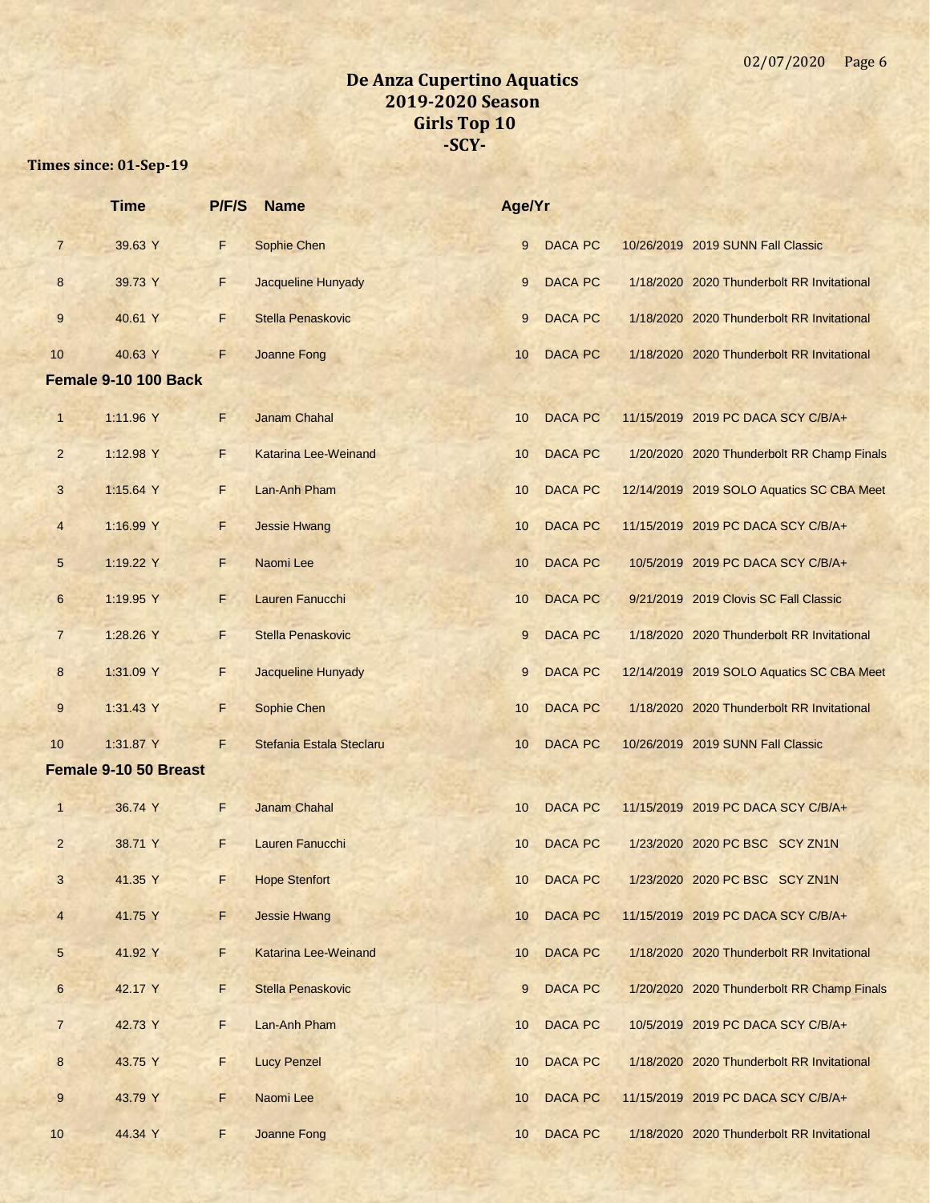# De Anza Cupertino Aquatics
## 2019-2020 Season
## Girls Top 10
## -SCY-

**Times since: 01-Sep-19**

| | Time | P/F/S | Name | Age/Yr | | | |
|---|---|---|---|---|---|---|---|
| 7 | 39.63 Y | F | Sophie Chen | 9 | DACA PC | 10/26/2019 | 2019 SUNN Fall Classic |
| 8 | 39.73 Y | F | Jacqueline Hunyady | 9 | DACA PC | 1/18/2020 | 2020 Thunderbolt RR Invitational |
| 9 | 40.61 Y | F | Stella Penaskovic | 9 | DACA PC | 1/18/2020 | 2020 Thunderbolt RR Invitational |
| 10 | 40.63 Y | F | Joanne Fong | 10 | DACA PC | 1/18/2020 | 2020 Thunderbolt RR Invitational |

### Female 9-10 100 Back

| | Time | P/F/S | Name | Age/Yr | | | |
|---|---|---|---|---|---|---|---|
| 1 | 1:11.96 Y | F | Janam Chahal | 10 | DACA PC | 11/15/2019 | 2019 PC DACA SCY C/B/A+ |
| 2 | 1:12.98 Y | F | Katarina Lee-Weinand | 10 | DACA PC | 1/20/2020 | 2020 Thunderbolt RR Champ Finals |
| 3 | 1:15.64 Y | F | Lan-Anh Pham | 10 | DACA PC | 12/14/2019 | 2019 SOLO Aquatics SC CBA Meet |
| 4 | 1:16.99 Y | F | Jessie Hwang | 10 | DACA PC | 11/15/2019 | 2019 PC DACA SCY C/B/A+ |
| 5 | 1:19.22 Y | F | Naomi Lee | 10 | DACA PC | 10/5/2019 | 2019 PC DACA SCY C/B/A+ |
| 6 | 1:19.95 Y | F | Lauren Fanucchi | 10 | DACA PC | 9/21/2019 | 2019 Clovis SC Fall Classic |
| 7 | 1:28.26 Y | F | Stella Penaskovic | 9 | DACA PC | 1/18/2020 | 2020 Thunderbolt RR Invitational |
| 8 | 1:31.09 Y | F | Jacqueline Hunyady | 9 | DACA PC | 12/14/2019 | 2019 SOLO Aquatics SC CBA Meet |
| 9 | 1:31.43 Y | F | Sophie Chen | 10 | DACA PC | 1/18/2020 | 2020 Thunderbolt RR Invitational |
| 10 | 1:31.87 Y | F | Stefania Estala Steclaru | 10 | DACA PC | 10/26/2019 | 2019 SUNN Fall Classic |

### Female 9-10 50 Breast

| | Time | P/F/S | Name | Age/Yr | | | |
|---|---|---|---|---|---|---|---|
| 1 | 36.74 Y | F | Janam Chahal | 10 | DACA PC | 11/15/2019 | 2019 PC DACA SCY C/B/A+ |
| 2 | 38.71 Y | F | Lauren Fanucchi | 10 | DACA PC | 1/23/2020 | 2020 PC BSC SCY ZN1N |
| 3 | 41.35 Y | F | Hope Stenfort | 10 | DACA PC | 1/23/2020 | 2020 PC BSC SCY ZN1N |
| 4 | 41.75 Y | F | Jessie Hwang | 10 | DACA PC | 11/15/2019 | 2019 PC DACA SCY C/B/A+ |
| 5 | 41.92 Y | F | Katarina Lee-Weinand | 10 | DACA PC | 1/18/2020 | 2020 Thunderbolt RR Invitational |
| 6 | 42.17 Y | F | Stella Penaskovic | 9 | DACA PC | 1/20/2020 | 2020 Thunderbolt RR Champ Finals |
| 7 | 42.73 Y | F | Lan-Anh Pham | 10 | DACA PC | 10/5/2019 | 2019 PC DACA SCY C/B/A+ |
| 8 | 43.75 Y | F | Lucy Penzel | 10 | DACA PC | 1/18/2020 | 2020 Thunderbolt RR Invitational |
| 9 | 43.79 Y | F | Naomi Lee | 10 | DACA PC | 11/15/2019 | 2019 PC DACA SCY C/B/A+ |
| 10 | 44.34 Y | F | Joanne Fong | 10 | DACA PC | 1/18/2020 | 2020 Thunderbolt RR Invitational |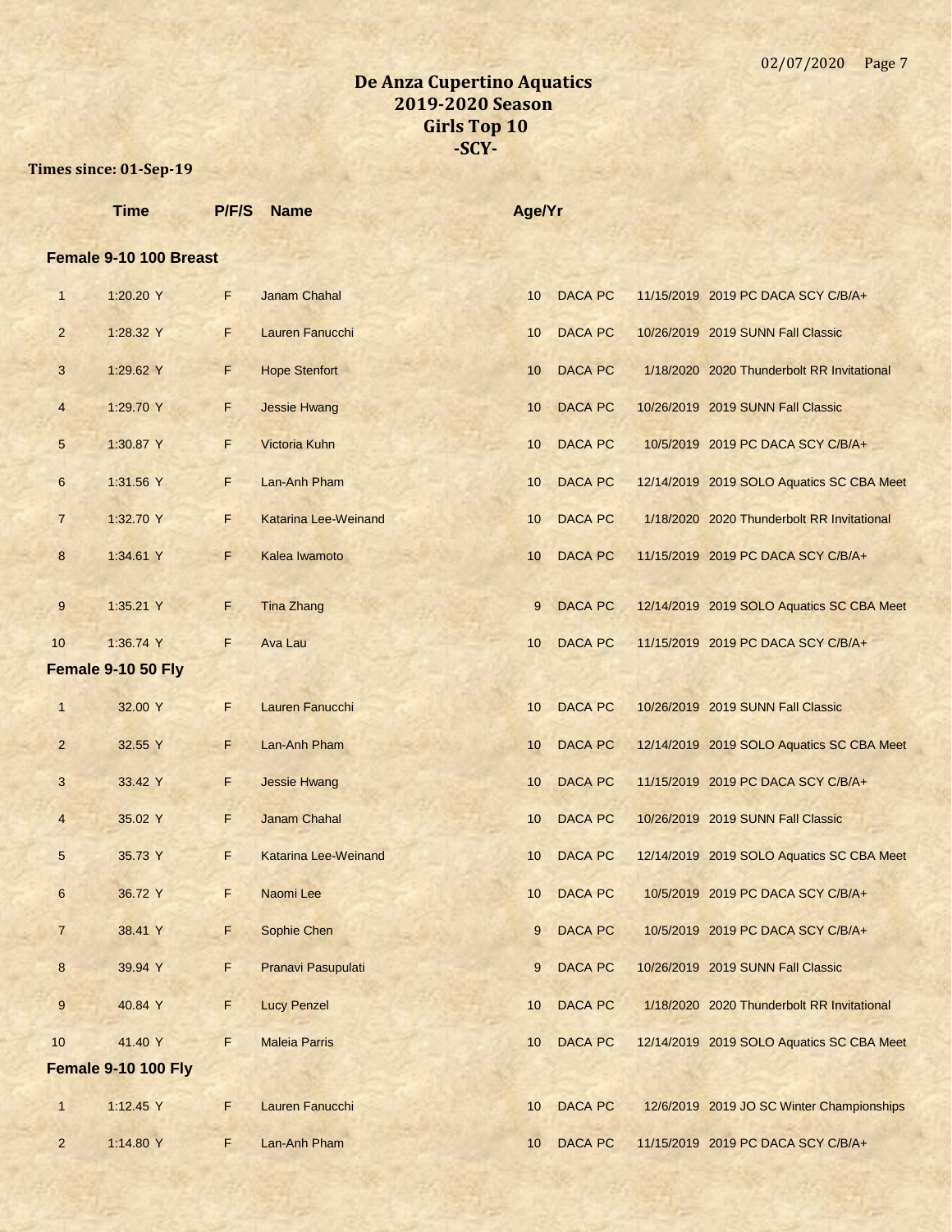# De Anza Cupertino Aquatics
## 2019-2020 Season
## Girls Top 10
## -SCY-

**Times since: 01-Sep-19**

### Female 9-10 100 Breast

| | Time | P/F/S | Name | Age/Yr | | | |
|---|---|---|---|---|---|---|---|
| 1 | 1:20.20 Y | F | Janam Chahal | 10 | DACA PC | 11/15/2019 | 2019 PC DACA SCY C/B/A+ |
| 2 | 1:28.32 Y | F | Lauren Fanucchi | 10 | DACA PC | 10/26/2019 | 2019 SUNN Fall Classic |
| 3 | 1:29.62 Y | F | Hope Stenfort | 10 | DACA PC | 1/18/2020 | 2020 Thunderbolt RR Invitational |
| 4 | 1:29.70 Y | F | Jessie Hwang | 10 | DACA PC | 10/26/2019 | 2019 SUNN Fall Classic |
| 5 | 1:30.87 Y | F | Victoria Kuhn | 10 | DACA PC | 10/5/2019 | 2019 PC DACA SCY C/B/A+ |
| 6 | 1:31.56 Y | F | Lan-Anh Pham | 10 | DACA PC | 12/14/2019 | 2019 SOLO Aquatics SC CBA Meet |
| 7 | 1:32.70 Y | F | Katarina Lee-Weinand | 10 | DACA PC | 1/18/2020 | 2020 Thunderbolt RR Invitational |
| 8 | 1:34.61 Y | F | Kalea Iwamoto | 10 | DACA PC | 11/15/2019 | 2019 PC DACA SCY C/B/A+ |
| 9 | 1:35.21 Y | F | Tina Zhang | 9 | DACA PC | 12/14/2019 | 2019 SOLO Aquatics SC CBA Meet |
| 10 | 1:36.74 Y | F | Ava Lau | 10 | DACA PC | 11/15/2019 | 2019 PC DACA SCY C/B/A+ |

### Female 9-10 50 Fly

| | Time | P/F/S | Name | Age/Yr | | | |
|---|---|---|---|---|---|---|---|
| 1 | 32.00 Y | F | Lauren Fanucchi | 10 | DACA PC | 10/26/2019 | 2019 SUNN Fall Classic |
| 2 | 32.55 Y | F | Lan-Anh Pham | 10 | DACA PC | 12/14/2019 | 2019 SOLO Aquatics SC CBA Meet |
| 3 | 33.42 Y | F | Jessie Hwang | 10 | DACA PC | 11/15/2019 | 2019 PC DACA SCY C/B/A+ |
| 4 | 35.02 Y | F | Janam Chahal | 10 | DACA PC | 10/26/2019 | 2019 SUNN Fall Classic |
| 5 | 35.73 Y | F | Katarina Lee-Weinand | 10 | DACA PC | 12/14/2019 | 2019 SOLO Aquatics SC CBA Meet |
| 6 | 36.72 Y | F | Naomi Lee | 10 | DACA PC | 10/5/2019 | 2019 PC DACA SCY C/B/A+ |
| 7 | 38.41 Y | F | Sophie Chen | 9 | DACA PC | 10/5/2019 | 2019 PC DACA SCY C/B/A+ |
| 8 | 39.94 Y | F | Pranavi Pasupulati | 9 | DACA PC | 10/26/2019 | 2019 SUNN Fall Classic |
| 9 | 40.84 Y | F | Lucy Penzel | 10 | DACA PC | 1/18/2020 | 2020 Thunderbolt RR Invitational |
| 10 | 41.40 Y | F | Maleia Parris | 10 | DACA PC | 12/14/2019 | 2019 SOLO Aquatics SC CBA Meet |

### Female 9-10 100 Fly

| | Time | P/F/S | Name | Age/Yr | | | |
|---|---|---|---|---|---|---|---|
| 1 | 1:12.45 Y | F | Lauren Fanucchi | 10 | DACA PC | 12/6/2019 | 2019 JO SC Winter Championships |
| 2 | 1:14.80 Y | F | Lan-Anh Pham | 10 | DACA PC | 11/15/2019 | 2019 PC DACA SCY C/B/A+ |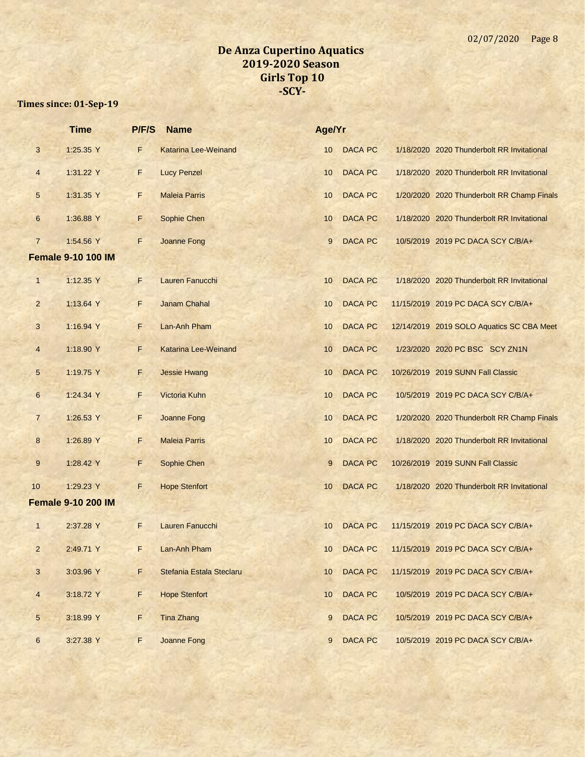# De Anza Cupertino Aquatics
## 2019-2020 Season
## Girls Top 10
## -SCY-

**Times since: 01-Sep-19**

| | Time | P/F/S | Name | Age/Yr | | | |
|---|---|---|---|---|---|---|---|
| 3 | 1:25.35 Y | F | Katarina Lee-Weinand | 10 | DACA PC | 1/18/2020 | 2020 Thunderbolt RR Invitational |
| 4 | 1:31.22 Y | F | Lucy Penzel | 10 | DACA PC | 1/18/2020 | 2020 Thunderbolt RR Invitational |
| 5 | 1:31.35 Y | F | Maleia Parris | 10 | DACA PC | 1/20/2020 | 2020 Thunderbolt RR Champ Finals |
| 6 | 1:36.88 Y | F | Sophie Chen | 10 | DACA PC | 1/18/2020 | 2020 Thunderbolt RR Invitational |
| 7 | 1:54.56 Y | F | Joanne Fong | 9 | DACA PC | 10/5/2019 | 2019 PC DACA SCY C/B/A+ |
| **Female 9-10 100 IM** | | | | | | | |
| 1 | 1:12.35 Y | F | Lauren Fanucchi | 10 | DACA PC | 1/18/2020 | 2020 Thunderbolt RR Invitational |
| 2 | 1:13.64 Y | F | Janam Chahal | 10 | DACA PC | 11/15/2019 | 2019 PC DACA SCY C/B/A+ |
| 3 | 1:16.94 Y | F | Lan-Anh Pham | 10 | DACA PC | 12/14/2019 | 2019 SOLO Aquatics SC CBA Meet |
| 4 | 1:18.90 Y | F | Katarina Lee-Weinand | 10 | DACA PC | 1/23/2020 | 2020 PC BSC SCY ZN1N |
| 5 | 1:19.75 Y | F | Jessie Hwang | 10 | DACA PC | 10/26/2019 | 2019 SUNN Fall Classic |
| 6 | 1:24.34 Y | F | Victoria Kuhn | 10 | DACA PC | 10/5/2019 | 2019 PC DACA SCY C/B/A+ |
| 7 | 1:26.53 Y | F | Joanne Fong | 10 | DACA PC | 1/20/2020 | 2020 Thunderbolt RR Champ Finals |
| 8 | 1:26.89 Y | F | Maleia Parris | 10 | DACA PC | 1/18/2020 | 2020 Thunderbolt RR Invitational |
| 9 | 1:28.42 Y | F | Sophie Chen | 9 | DACA PC | 10/26/2019 | 2019 SUNN Fall Classic |
| 10 | 1:29.23 Y | F | Hope Stenfort | 10 | DACA PC | 1/18/2020 | 2020 Thunderbolt RR Invitational |
| **Female 9-10 200 IM** | | | | | | | |
| 1 | 2:37.28 Y | F | Lauren Fanucchi | 10 | DACA PC | 11/15/2019 | 2019 PC DACA SCY C/B/A+ |
| 2 | 2:49.71 Y | F | Lan-Anh Pham | 10 | DACA PC | 11/15/2019 | 2019 PC DACA SCY C/B/A+ |
| 3 | 3:03.96 Y | F | Stefania Estala Steclaru | 10 | DACA PC | 11/15/2019 | 2019 PC DACA SCY C/B/A+ |
| 4 | 3:18.72 Y | F | Hope Stenfort | 10 | DACA PC | 10/5/2019 | 2019 PC DACA SCY C/B/A+ |
| 5 | 3:18.99 Y | F | Tina Zhang | 9 | DACA PC | 10/5/2019 | 2019 PC DACA SCY C/B/A+ |
| 6 | 3:27.38 Y | F | Joanne Fong | 9 | DACA PC | 10/5/2019 | 2019 PC DACA SCY C/B/A+ |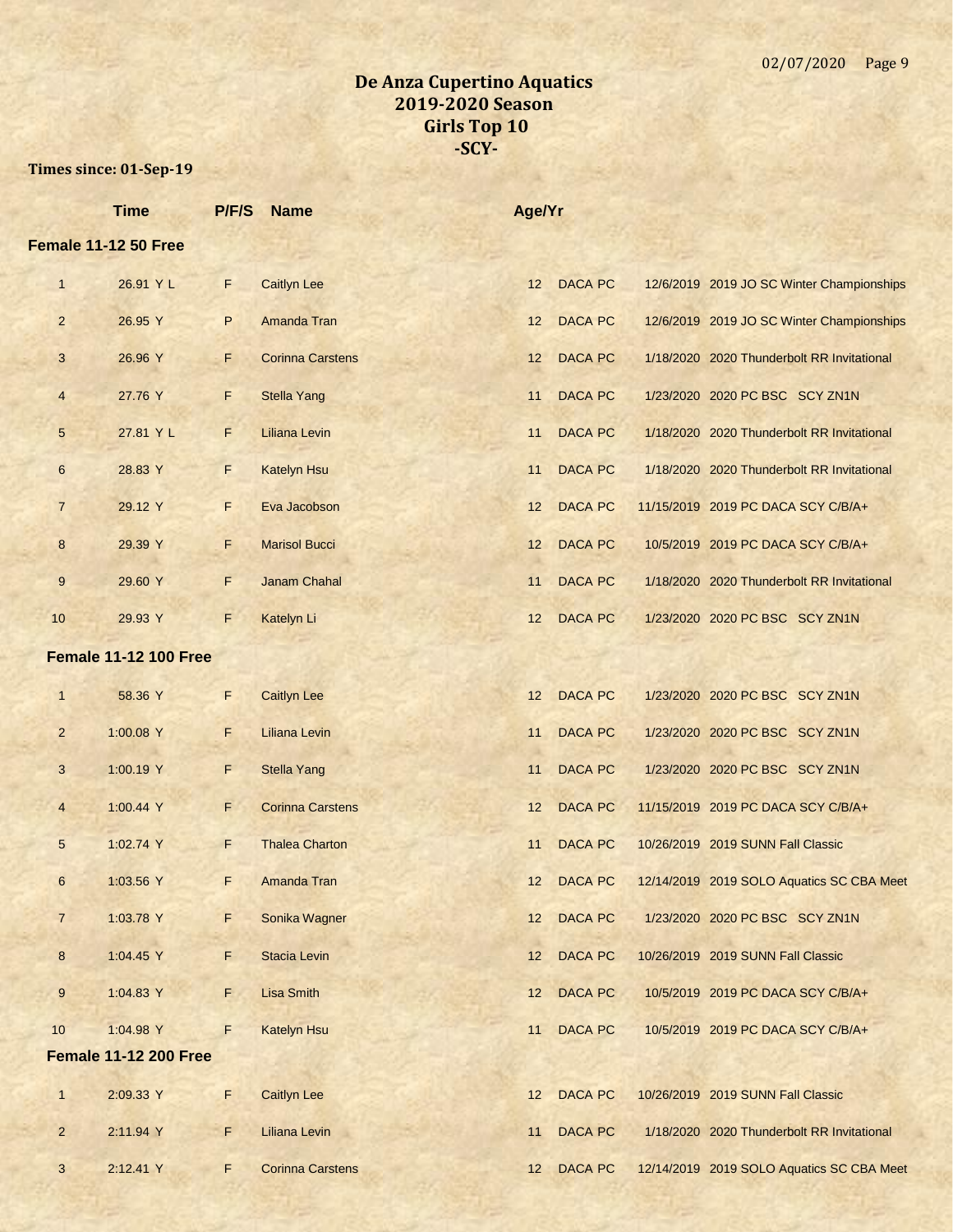# De Anza Cupertino Aquatics
## 2019-2020 Season
## Girls Top 10
## -SCY-

**Times since: 01-Sep-19**

| | Time | P/F/S | Name | Age/Yr | Team | Date | Meet |
|---|---|---|---|---|---|---|---|
| **Female 11-12 50 Free** | | | | | | | |
| 1 | 26.91 Y L | F | Caitlyn Lee | 12 | DACA PC | 12/6/2019 | 2019 JO SC Winter Championships |
| 2 | 26.95 Y | P | Amanda Tran | 12 | DACA PC | 12/6/2019 | 2019 JO SC Winter Championships |
| 3 | 26.96 Y | F | Corinna Carstens | 12 | DACA PC | 1/18/2020 | 2020 Thunderbolt RR Invitational |
| 4 | 27.76 Y | F | Stella Yang | 11 | DACA PC | 1/23/2020 | 2020 PC BSC SCY ZN1N |
| 5 | 27.81 Y L | F | Liliana Levin | 11 | DACA PC | 1/18/2020 | 2020 Thunderbolt RR Invitational |
| 6 | 28.83 Y | F | Katelyn Hsu | 11 | DACA PC | 1/18/2020 | 2020 Thunderbolt RR Invitational |
| 7 | 29.12 Y | F | Eva Jacobson | 12 | DACA PC | 11/15/2019 | 2019 PC DACA SCY C/B/A+ |
| 8 | 29.39 Y | F | Marisol Bucci | 12 | DACA PC | 10/5/2019 | 2019 PC DACA SCY C/B/A+ |
| 9 | 29.60 Y | F | Janam Chahal | 11 | DACA PC | 1/18/2020 | 2020 Thunderbolt RR Invitational |
| 10 | 29.93 Y | F | Katelyn Li | 12 | DACA PC | 1/23/2020 | 2020 PC BSC SCY ZN1N |
| **Female 11-12 100 Free** | | | | | | | |
| 1 | 58.36 Y | F | Caitlyn Lee | 12 | DACA PC | 1/23/2020 | 2020 PC BSC SCY ZN1N |
| 2 | 1:00.08 Y | F | Liliana Levin | 11 | DACA PC | 1/23/2020 | 2020 PC BSC SCY ZN1N |
| 3 | 1:00.19 Y | F | Stella Yang | 11 | DACA PC | 1/23/2020 | 2020 PC BSC SCY ZN1N |
| 4 | 1:00.44 Y | F | Corinna Carstens | 12 | DACA PC | 11/15/2019 | 2019 PC DACA SCY C/B/A+ |
| 5 | 1:02.74 Y | F | Thalea Charton | 11 | DACA PC | 10/26/2019 | 2019 SUNN Fall Classic |
| 6 | 1:03.56 Y | F | Amanda Tran | 12 | DACA PC | 12/14/2019 | 2019 SOLO Aquatics SC CBA Meet |
| 7 | 1:03.78 Y | F | Sonika Wagner | 12 | DACA PC | 1/23/2020 | 2020 PC BSC SCY ZN1N |
| 8 | 1:04.45 Y | F | Stacia Levin | 12 | DACA PC | 10/26/2019 | 2019 SUNN Fall Classic |
| 9 | 1:04.83 Y | F | Lisa Smith | 12 | DACA PC | 10/5/2019 | 2019 PC DACA SCY C/B/A+ |
| 10 | 1:04.98 Y | F | Katelyn Hsu | 11 | DACA PC | 10/5/2019 | 2019 PC DACA SCY C/B/A+ |
| **Female 11-12 200 Free** | | | | | | | |
| 1 | 2:09.33 Y | F | Caitlyn Lee | 12 | DACA PC | 10/26/2019 | 2019 SUNN Fall Classic |
| 2 | 2:11.94 Y | F | Liliana Levin | 11 | DACA PC | 1/18/2020 | 2020 Thunderbolt RR Invitational |
| 3 | 2:12.41 Y | F | Corinna Carstens | 12 | DACA PC | 12/14/2019 | 2019 SOLO Aquatics SC CBA Meet |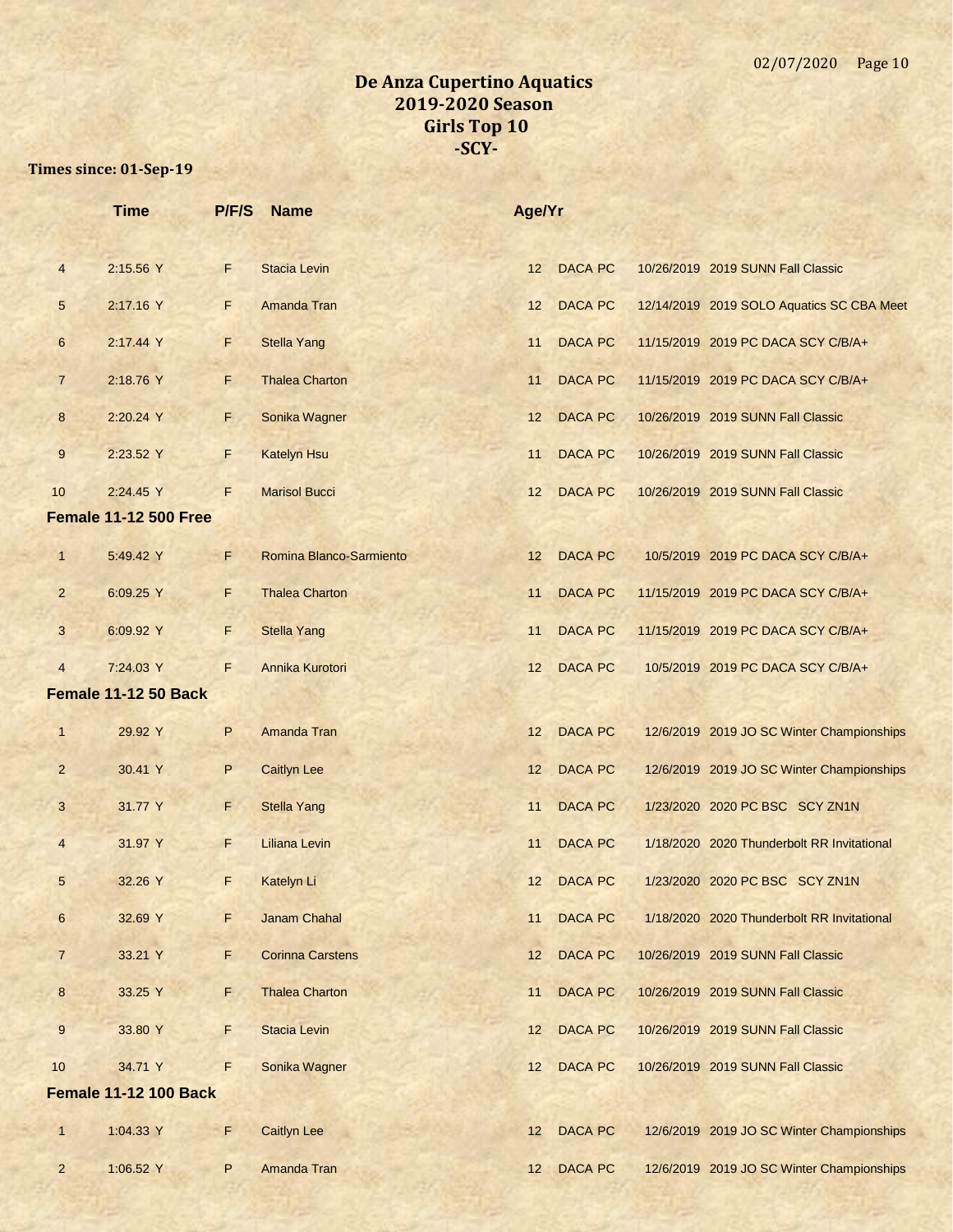# De Anza Cupertino Aquatics
## 2019-2020 Season
## Girls Top 10
## -SCY-

**Times since: 01-Sep-19**

| | Time | P/F/S | Name | Age/Yr | | | |
|---|---|---|---|---|---|---|---|
| 4 | 2:15.56 Y | F | Stacia Levin | 12 | DACA PC | 10/26/2019 | 2019 SUNN Fall Classic |
| 5 | 2:17.16 Y | F | Amanda Tran | 12 | DACA PC | 12/14/2019 | 2019 SOLO Aquatics SC CBA Meet |
| 6 | 2:17.44 Y | F | Stella Yang | 11 | DACA PC | 11/15/2019 | 2019 PC DACA SCY C/B/A+ |
| 7 | 2:18.76 Y | F | Thalea Charton | 11 | DACA PC | 11/15/2019 | 2019 PC DACA SCY C/B/A+ |
| 8 | 2:20.24 Y | F | Sonika Wagner | 12 | DACA PC | 10/26/2019 | 2019 SUNN Fall Classic |
| 9 | 2:23.52 Y | F | Katelyn Hsu | 11 | DACA PC | 10/26/2019 | 2019 SUNN Fall Classic |
| 10 | 2:24.45 Y | F | Marisol Bucci | 12 | DACA PC | 10/26/2019 | 2019 SUNN Fall Classic |

**Female 11-12 500 Free**

| | Time | P/F/S | Name | Age/Yr | | | |
|---|---|---|---|---|---|---|---|
| 1 | 5:49.42 Y | F | Romina Blanco-Sarmiento | 12 | DACA PC | 10/5/2019 | 2019 PC DACA SCY C/B/A+ |
| 2 | 6:09.25 Y | F | Thalea Charton | 11 | DACA PC | 11/15/2019 | 2019 PC DACA SCY C/B/A+ |
| 3 | 6:09.92 Y | F | Stella Yang | 11 | DACA PC | 11/15/2019 | 2019 PC DACA SCY C/B/A+ |
| 4 | 7:24.03 Y | F | Annika Kurotori | 12 | DACA PC | 10/5/2019 | 2019 PC DACA SCY C/B/A+ |

**Female 11-12 50 Back**

| | Time | P/F/S | Name | Age/Yr | | | |
|---|---|---|---|---|---|---|---|
| 1 | 29.92 Y | P | Amanda Tran | 12 | DACA PC | 12/6/2019 | 2019 JO SC Winter Championships |
| 2 | 30.41 Y | P | Caitlyn Lee | 12 | DACA PC | 12/6/2019 | 2019 JO SC Winter Championships |
| 3 | 31.77 Y | F | Stella Yang | 11 | DACA PC | 1/23/2020 | 2020 PC BSC SCY ZN1N |
| 4 | 31.97 Y | F | Liliana Levin | 11 | DACA PC | 1/18/2020 | 2020 Thunderbolt RR Invitational |
| 5 | 32.26 Y | F | Katelyn Li | 12 | DACA PC | 1/23/2020 | 2020 PC BSC SCY ZN1N |
| 6 | 32.69 Y | F | Janam Chahal | 11 | DACA PC | 1/18/2020 | 2020 Thunderbolt RR Invitational |
| 7 | 33.21 Y | F | Corinna Carstens | 12 | DACA PC | 10/26/2019 | 2019 SUNN Fall Classic |
| 8 | 33.25 Y | F | Thalea Charton | 11 | DACA PC | 10/26/2019 | 2019 SUNN Fall Classic |
| 9 | 33.80 Y | F | Stacia Levin | 12 | DACA PC | 10/26/2019 | 2019 SUNN Fall Classic |
| 10 | 34.71 Y | F | Sonika Wagner | 12 | DACA PC | 10/26/2019 | 2019 SUNN Fall Classic |

**Female 11-12 100 Back**

| | Time | P/F/S | Name | Age/Yr | | | |
|---|---|---|---|---|---|---|---|
| 1 | 1:04.33 Y | F | Caitlyn Lee | 12 | DACA PC | 12/6/2019 | 2019 JO SC Winter Championships |
| 2 | 1:06.52 Y | P | Amanda Tran | 12 | DACA PC | 12/6/2019 | 2019 JO SC Winter Championships |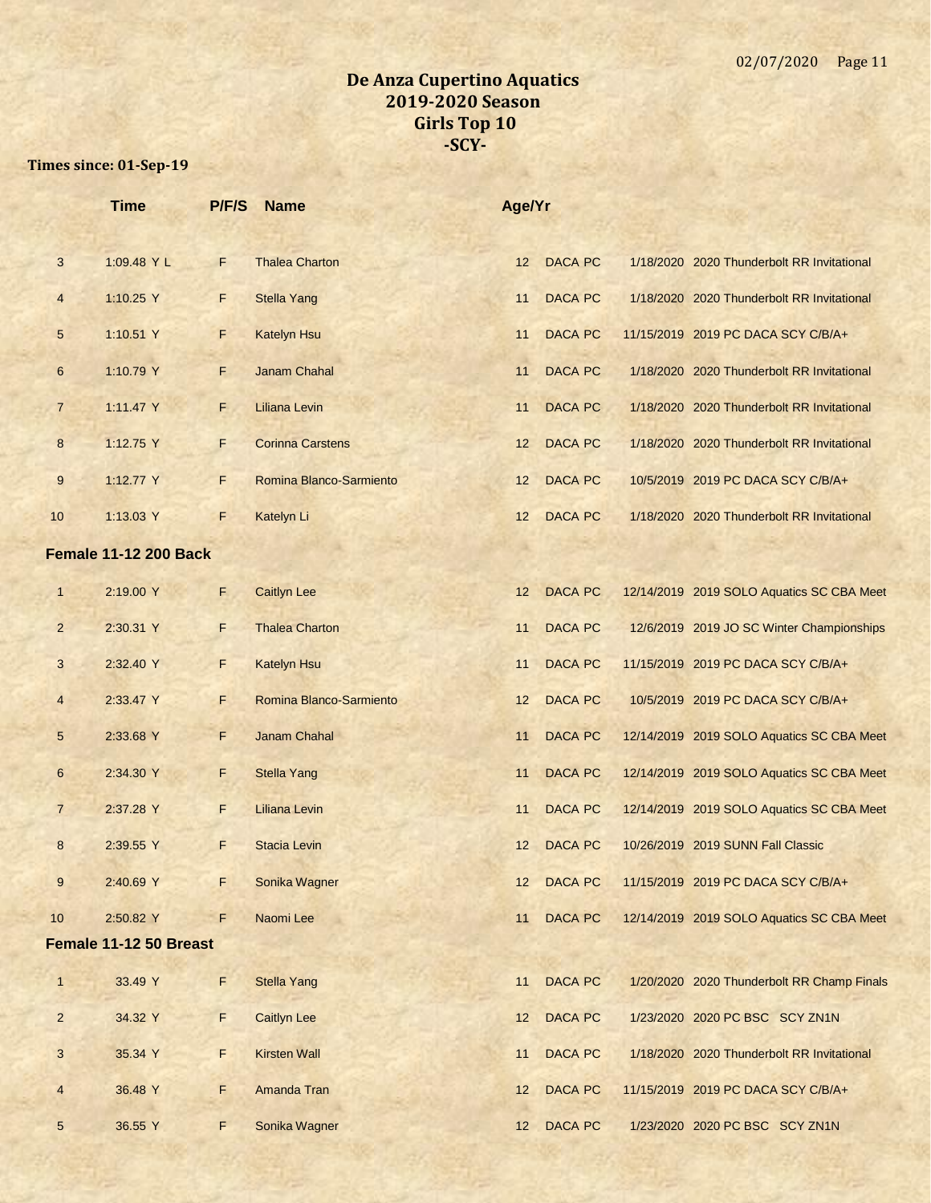# De Anza Cupertino Aquatics
## 2019-2020 Season
## Girls Top 10
## -SCY-

**Times since: 01-Sep-19**

| | Time | P/F/S | Name | Age/Yr | | | |
|---|---|---|---|---|---|---|---|
| 3 | 1:09.48 Y L | F | Thalea Charton | 12 | DACA PC | 1/18/2020 | 2020 Thunderbolt RR Invitational |
| 4 | 1:10.25 Y | F | Stella Yang | 11 | DACA PC | 1/18/2020 | 2020 Thunderbolt RR Invitational |
| 5 | 1:10.51 Y | F | Katelyn Hsu | 11 | DACA PC | 11/15/2019 | 2019 PC DACA SCY C/B/A+ |
| 6 | 1:10.79 Y | F | Janam Chahal | 11 | DACA PC | 1/18/2020 | 2020 Thunderbolt RR Invitational |
| 7 | 1:11.47 Y | F | Liliana Levin | 11 | DACA PC | 1/18/2020 | 2020 Thunderbolt RR Invitational |
| 8 | 1:12.75 Y | F | Corinna Carstens | 12 | DACA PC | 1/18/2020 | 2020 Thunderbolt RR Invitational |
| 9 | 1:12.77 Y | F | Romina Blanco-Sarmiento | 12 | DACA PC | 10/5/2019 | 2019 PC DACA SCY C/B/A+ |
| 10 | 1:13.03 Y | F | Katelyn Li | 12 | DACA PC | 1/18/2020 | 2020 Thunderbolt RR Invitational |

**Female 11-12 200 Back**

| | Time | P/F/S | Name | Age/Yr | | | |
|---|---|---|---|---|---|---|---|
| 1 | 2:19.00 Y | F | Caitlyn Lee | 12 | DACA PC | 12/14/2019 | 2019 SOLO Aquatics SC CBA Meet |
| 2 | 2:30.31 Y | F | Thalea Charton | 11 | DACA PC | 12/6/2019 | 2019 JO SC Winter Championships |
| 3 | 2:32.40 Y | F | Katelyn Hsu | 11 | DACA PC | 11/15/2019 | 2019 PC DACA SCY C/B/A+ |
| 4 | 2:33.47 Y | F | Romina Blanco-Sarmiento | 12 | DACA PC | 10/5/2019 | 2019 PC DACA SCY C/B/A+ |
| 5 | 2:33.68 Y | F | Janam Chahal | 11 | DACA PC | 12/14/2019 | 2019 SOLO Aquatics SC CBA Meet |
| 6 | 2:34.30 Y | F | Stella Yang | 11 | DACA PC | 12/14/2019 | 2019 SOLO Aquatics SC CBA Meet |
| 7 | 2:37.28 Y | F | Liliana Levin | 11 | DACA PC | 12/14/2019 | 2019 SOLO Aquatics SC CBA Meet |
| 8 | 2:39.55 Y | F | Stacia Levin | 12 | DACA PC | 10/26/2019 | 2019 SUNN Fall Classic |
| 9 | 2:40.69 Y | F | Sonika Wagner | 12 | DACA PC | 11/15/2019 | 2019 PC DACA SCY C/B/A+ |
| 10 | 2:50.82 Y | F | Naomi Lee | 11 | DACA PC | 12/14/2019 | 2019 SOLO Aquatics SC CBA Meet |

**Female 11-12 50 Breast**

| | Time | P/F/S | Name | Age/Yr | | | |
|---|---|---|---|---|---|---|---|
| 1 | 33.49 Y | F | Stella Yang | 11 | DACA PC | 1/20/2020 | 2020 Thunderbolt RR Champ Finals |
| 2 | 34.32 Y | F | Caitlyn Lee | 12 | DACA PC | 1/23/2020 | 2020 PC BSC SCY ZN1N |
| 3 | 35.34 Y | F | Kirsten Wall | 11 | DACA PC | 1/18/2020 | 2020 Thunderbolt RR Invitational |
| 4 | 36.48 Y | F | Amanda Tran | 12 | DACA PC | 11/15/2019 | 2019 PC DACA SCY C/B/A+ |
| 5 | 36.55 Y | F | Sonika Wagner | 12 | DACA PC | 1/23/2020 | 2020 PC BSC SCY ZN1N |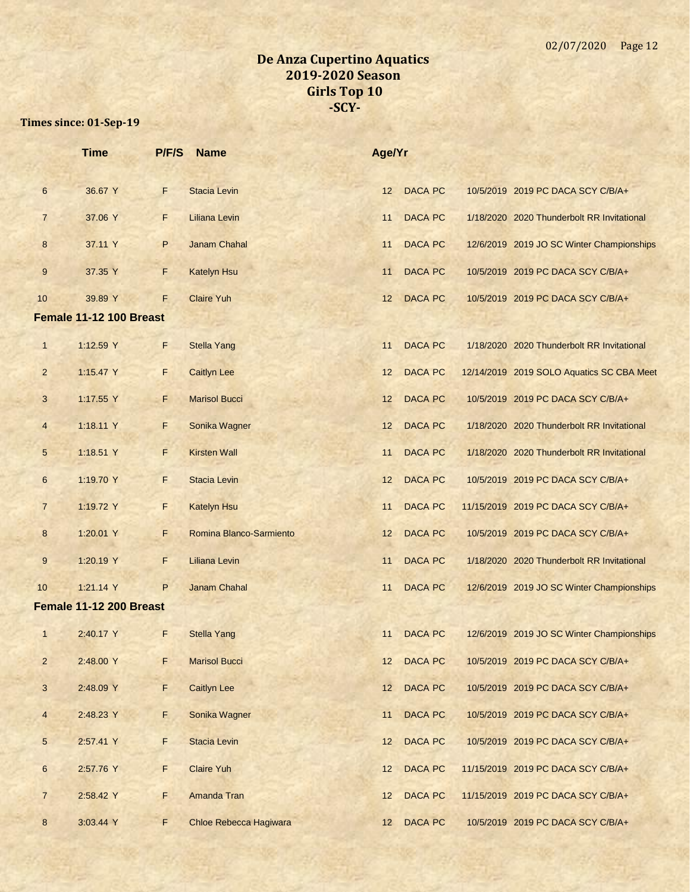# De Anza Cupertino Aquatics
## 2019-2020 Season
## Girls Top 10
## -SCY-

**Times since: 01-Sep-19**

| | Time | P/F/S | Name | Age/Yr | | | |
|---|---|---|---|---|---|---|---|
| 6 | 36.67 Y | F | Stacia Levin | 12 | DACA PC | 10/5/2019 | 2019 PC DACA SCY C/B/A+ |
| 7 | 37.06 Y | F | Liliana Levin | 11 | DACA PC | 1/18/2020 | 2020 Thunderbolt RR Invitational |
| 8 | 37.11 Y | P | Janam Chahal | 11 | DACA PC | 12/6/2019 | 2019 JO SC Winter Championships |
| 9 | 37.35 Y | F | Katelyn Hsu | 11 | DACA PC | 10/5/2019 | 2019 PC DACA SCY C/B/A+ |
| 10 | 39.89 Y | F | Claire Yuh | 12 | DACA PC | 10/5/2019 | 2019 PC DACA SCY C/B/A+ |

**Female 11-12 100 Breast**

| | Time | P/F/S | Name | Age/Yr | | | |
|---|---|---|---|---|---|---|---|
| 1 | 1:12.59 Y | F | Stella Yang | 11 | DACA PC | 1/18/2020 | 2020 Thunderbolt RR Invitational |
| 2 | 1:15.47 Y | F | Caitlyn Lee | 12 | DACA PC | 12/14/2019 | 2019 SOLO Aquatics SC CBA Meet |
| 3 | 1:17.55 Y | F | Marisol Bucci | 12 | DACA PC | 10/5/2019 | 2019 PC DACA SCY C/B/A+ |
| 4 | 1:18.11 Y | F | Sonika Wagner | 12 | DACA PC | 1/18/2020 | 2020 Thunderbolt RR Invitational |
| 5 | 1:18.51 Y | F | Kirsten Wall | 11 | DACA PC | 1/18/2020 | 2020 Thunderbolt RR Invitational |
| 6 | 1:19.70 Y | F | Stacia Levin | 12 | DACA PC | 10/5/2019 | 2019 PC DACA SCY C/B/A+ |
| 7 | 1:19.72 Y | F | Katelyn Hsu | 11 | DACA PC | 11/15/2019 | 2019 PC DACA SCY C/B/A+ |
| 8 | 1:20.01 Y | F | Romina Blanco-Sarmiento | 12 | DACA PC | 10/5/2019 | 2019 PC DACA SCY C/B/A+ |
| 9 | 1:20.19 Y | F | Liliana Levin | 11 | DACA PC | 1/18/2020 | 2020 Thunderbolt RR Invitational |
| 10 | 1:21.14 Y | P | Janam Chahal | 11 | DACA PC | 12/6/2019 | 2019 JO SC Winter Championships |

**Female 11-12 200 Breast**

| | Time | P/F/S | Name | Age/Yr | | | |
|---|---|---|---|---|---|---|---|
| 1 | 2:40.17 Y | F | Stella Yang | 11 | DACA PC | 12/6/2019 | 2019 JO SC Winter Championships |
| 2 | 2:48.00 Y | F | Marisol Bucci | 12 | DACA PC | 10/5/2019 | 2019 PC DACA SCY C/B/A+ |
| 3 | 2:48.09 Y | F | Caitlyn Lee | 12 | DACA PC | 10/5/2019 | 2019 PC DACA SCY C/B/A+ |
| 4 | 2:48.23 Y | F | Sonika Wagner | 11 | DACA PC | 10/5/2019 | 2019 PC DACA SCY C/B/A+ |
| 5 | 2:57.41 Y | F | Stacia Levin | 12 | DACA PC | 10/5/2019 | 2019 PC DACA SCY C/B/A+ |
| 6 | 2:57.76 Y | F | Claire Yuh | 12 | DACA PC | 11/15/2019 | 2019 PC DACA SCY C/B/A+ |
| 7 | 2:58.42 Y | F | Amanda Tran | 12 | DACA PC | 11/15/2019 | 2019 PC DACA SCY C/B/A+ |
| 8 | 3:03.44 Y | F | Chloe Rebecca Hagiwara | 12 | DACA PC | 10/5/2019 | 2019 PC DACA SCY C/B/A+ |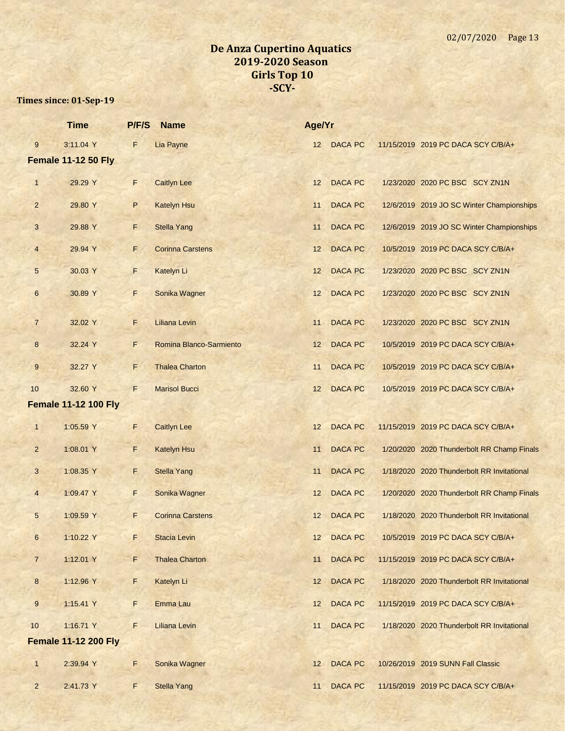# De Anza Cupertino Aquatics
## 2019-2020 Season
## Girls Top 10
## -SCY-

**Times since: 01-Sep-19**

| | Time | P/F/S | Name | Age/Yr | | | |
|---|---|---|---|---|---|---|---|
| 9 | 3:11.04 Y | F | Lia Payne | 12 | DACA PC | 11/15/2019 | 2019 PC DACA SCY C/B/A+ |

### Female 11-12 50 Fly

| | Time | P/F/S | Name | Age/Yr | | | |
|---|---|---|---|---|---|---|---|
| 1 | 29.29 Y | F | Caitlyn Lee | 12 | DACA PC | 1/23/2020 | 2020 PC BSC SCY ZN1N |
| 2 | 29.80 Y | P | Katelyn Hsu | 11 | DACA PC | 12/6/2019 | 2019 JO SC Winter Championships |
| 3 | 29.88 Y | F | Stella Yang | 11 | DACA PC | 12/6/2019 | 2019 JO SC Winter Championships |
| 4 | 29.94 Y | F | Corinna Carstens | 12 | DACA PC | 10/5/2019 | 2019 PC DACA SCY C/B/A+ |
| 5 | 30.03 Y | F | Katelyn Li | 12 | DACA PC | 1/23/2020 | 2020 PC BSC SCY ZN1N |
| 6 | 30.89 Y | F | Sonika Wagner | 12 | DACA PC | 1/23/2020 | 2020 PC BSC SCY ZN1N |
| 7 | 32.02 Y | F | Liliana Levin | 11 | DACA PC | 1/23/2020 | 2020 PC BSC SCY ZN1N |
| 8 | 32.24 Y | F | Romina Blanco-Sarmiento | 12 | DACA PC | 10/5/2019 | 2019 PC DACA SCY C/B/A+ |
| 9 | 32.27 Y | F | Thalea Charton | 11 | DACA PC | 10/5/2019 | 2019 PC DACA SCY C/B/A+ |
| 10 | 32.60 Y | F | Marisol Bucci | 12 | DACA PC | 10/5/2019 | 2019 PC DACA SCY C/B/A+ |

### Female 11-12 100 Fly

| | Time | P/F/S | Name | Age/Yr | | | |
|---|---|---|---|---|---|---|---|
| 1 | 1:05.59 Y | F | Caitlyn Lee | 12 | DACA PC | 11/15/2019 | 2019 PC DACA SCY C/B/A+ |
| 2 | 1:08.01 Y | F | Katelyn Hsu | 11 | DACA PC | 1/20/2020 | 2020 Thunderbolt RR Champ Finals |
| 3 | 1:08.35 Y | F | Stella Yang | 11 | DACA PC | 1/18/2020 | 2020 Thunderbolt RR Invitational |
| 4 | 1:09.47 Y | F | Sonika Wagner | 12 | DACA PC | 1/20/2020 | 2020 Thunderbolt RR Champ Finals |
| 5 | 1:09.59 Y | F | Corinna Carstens | 12 | DACA PC | 1/18/2020 | 2020 Thunderbolt RR Invitational |
| 6 | 1:10.22 Y | F | Stacia Levin | 12 | DACA PC | 10/5/2019 | 2019 PC DACA SCY C/B/A+ |
| 7 | 1:12.01 Y | F | Thalea Charton | 11 | DACA PC | 11/15/2019 | 2019 PC DACA SCY C/B/A+ |
| 8 | 1:12.96 Y | F | Katelyn Li | 12 | DACA PC | 1/18/2020 | 2020 Thunderbolt RR Invitational |
| 9 | 1:15.41 Y | F | Emma Lau | 12 | DACA PC | 11/15/2019 | 2019 PC DACA SCY C/B/A+ |
| 10 | 1:16.71 Y | F | Liliana Levin | 11 | DACA PC | 1/18/2020 | 2020 Thunderbolt RR Invitational |

### Female 11-12 200 Fly

| | Time | P/F/S | Name | Age/Yr | | | |
|---|---|---|---|---|---|---|---|
| 1 | 2:39.94 Y | F | Sonika Wagner | 12 | DACA PC | 10/26/2019 | 2019 SUNN Fall Classic |
| 2 | 2:41.73 Y | F | Stella Yang | 11 | DACA PC | 11/15/2019 | 2019 PC DACA SCY C/B/A+ |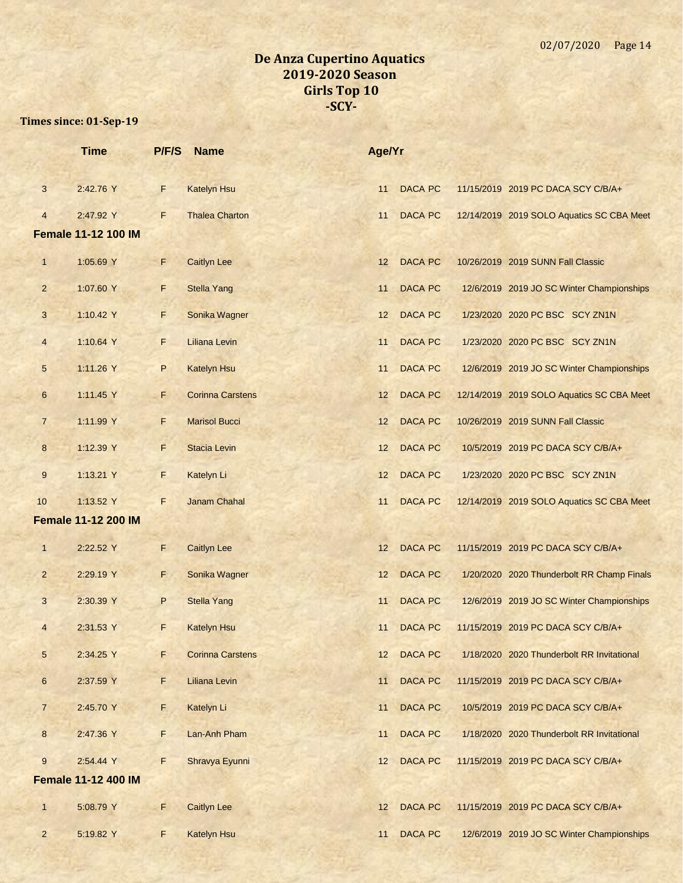# De Anza Cupertino Aquatics
## 2019-2020 Season
## Girls Top 10
## -SCY-

**Times since: 01-Sep-19**

| | Time | P/F/S | Name | Age/Yr | | | |
|---|---|---|---|---|---|---|---|
| 3 | 2:42.76 Y | F | Katelyn Hsu | 11 | DACA PC | 11/15/2019 | 2019 PC DACA SCY C/B/A+ |
| 4 | 2:47.92 Y | F | Thalea Charton | 11 | DACA PC | 12/14/2019 | 2019 SOLO Aquatics SC CBA Meet |

**Female 11-12 100 IM**

| | Time | P/F/S | Name | Age/Yr | | | |
|---|---|---|---|---|---|---|---|
| 1 | 1:05.69 Y | F | Caitlyn Lee | 12 | DACA PC | 10/26/2019 | 2019 SUNN Fall Classic |
| 2 | 1:07.60 Y | F | Stella Yang | 11 | DACA PC | 12/6/2019 | 2019 JO SC Winter Championships |
| 3 | 1:10.42 Y | F | Sonika Wagner | 12 | DACA PC | 1/23/2020 | 2020 PC BSC SCY ZN1N |
| 4 | 1:10.64 Y | F | Liliana Levin | 11 | DACA PC | 1/23/2020 | 2020 PC BSC SCY ZN1N |
| 5 | 1:11.26 Y | P | Katelyn Hsu | 11 | DACA PC | 12/6/2019 | 2019 JO SC Winter Championships |
| 6 | 1:11.45 Y | F | Corinna Carstens | 12 | DACA PC | 12/14/2019 | 2019 SOLO Aquatics SC CBA Meet |
| 7 | 1:11.99 Y | F | Marisol Bucci | 12 | DACA PC | 10/26/2019 | 2019 SUNN Fall Classic |
| 8 | 1:12.39 Y | F | Stacia Levin | 12 | DACA PC | 10/5/2019 | 2019 PC DACA SCY C/B/A+ |
| 9 | 1:13.21 Y | F | Katelyn Li | 12 | DACA PC | 1/23/2020 | 2020 PC BSC SCY ZN1N |
| 10 | 1:13.52 Y | F | Janam Chahal | 11 | DACA PC | 12/14/2019 | 2019 SOLO Aquatics SC CBA Meet |

**Female 11-12 200 IM**

| | Time | P/F/S | Name | Age/Yr | | | |
|---|---|---|---|---|---|---|---|
| 1 | 2:22.52 Y | F | Caitlyn Lee | 12 | DACA PC | 11/15/2019 | 2019 PC DACA SCY C/B/A+ |
| 2 | 2:29.19 Y | F | Sonika Wagner | 12 | DACA PC | 1/20/2020 | 2020 Thunderbolt RR Champ Finals |
| 3 | 2:30.39 Y | P | Stella Yang | 11 | DACA PC | 12/6/2019 | 2019 JO SC Winter Championships |
| 4 | 2:31.53 Y | F | Katelyn Hsu | 11 | DACA PC | 11/15/2019 | 2019 PC DACA SCY C/B/A+ |
| 5 | 2:34.25 Y | F | Corinna Carstens | 12 | DACA PC | 1/18/2020 | 2020 Thunderbolt RR Invitational |
| 6 | 2:37.59 Y | F | Liliana Levin | 11 | DACA PC | 11/15/2019 | 2019 PC DACA SCY C/B/A+ |
| 7 | 2:45.70 Y | F | Katelyn Li | 11 | DACA PC | 10/5/2019 | 2019 PC DACA SCY C/B/A+ |
| 8 | 2:47.36 Y | F | Lan-Anh Pham | 11 | DACA PC | 1/18/2020 | 2020 Thunderbolt RR Invitational |
| 9 | 2:54.44 Y | F | Shravya Eyunni | 12 | DACA PC | 11/15/2019 | 2019 PC DACA SCY C/B/A+ |

**Female 11-12 400 IM**

| | Time | P/F/S | Name | Age/Yr | | | |
|---|---|---|---|---|---|---|---|
| 1 | 5:08.79 Y | F | Caitlyn Lee | 12 | DACA PC | 11/15/2019 | 2019 PC DACA SCY C/B/A+ |
| 2 | 5:19.82 Y | F | Katelyn Hsu | 11 | DACA PC | 12/6/2019 | 2019 JO SC Winter Championships |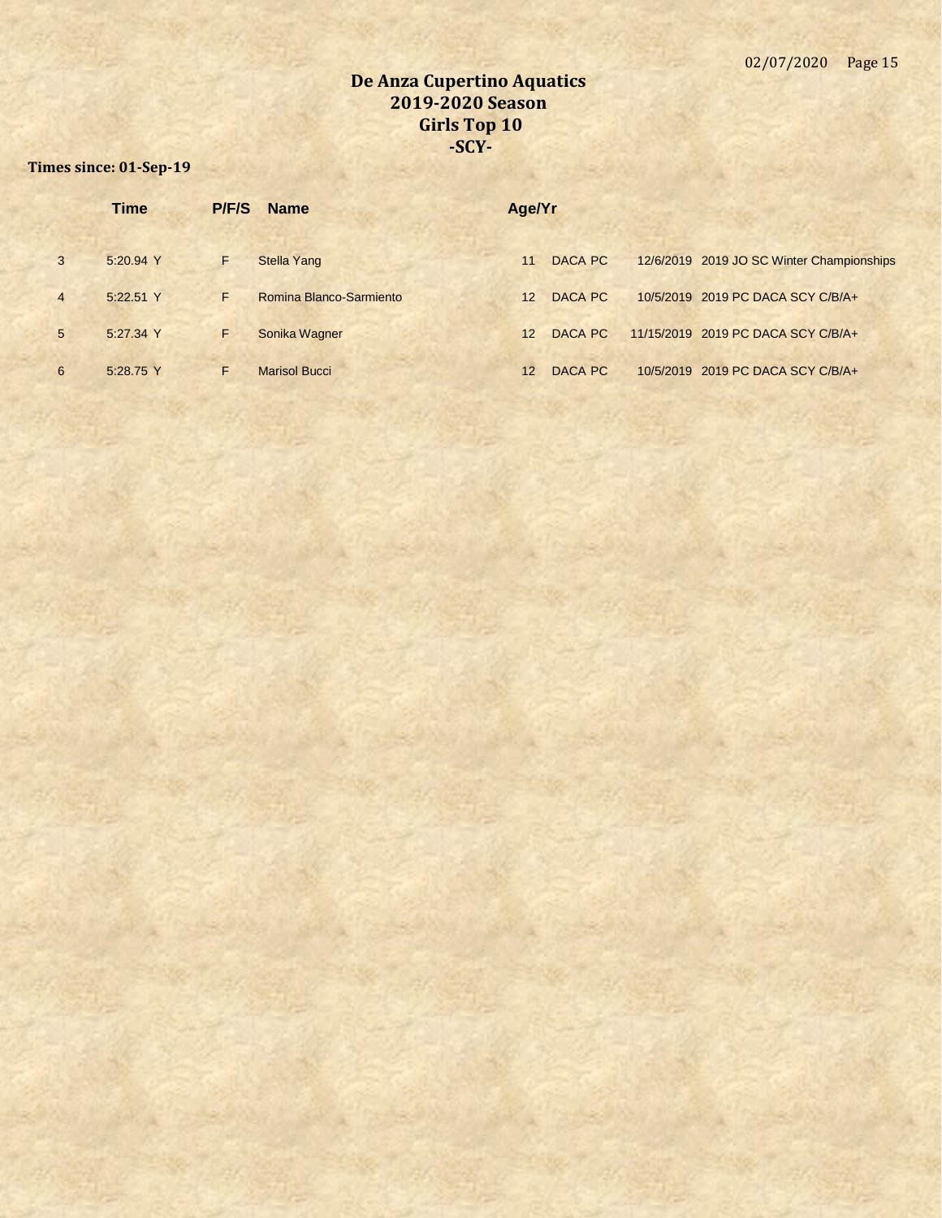# De Anza Cupertino Aquatics
## 2019-2020 Season
## Girls Top 10
## -SCY-

**Times since: 01-Sep-19**

| | Time | P/F/S | Name | Age/Yr | | | |
|---|---|---|---|---|---|---|---|
| 3 | 5:20.94 Y | F | Stella Yang | 11 | DACA PC | 12/6/2019 | 2019 JO SC Winter Championships |
| 4 | 5:22.51 Y | F | Romina Blanco-Sarmiento | 12 | DACA PC | 10/5/2019 | 2019 PC DACA SCY C/B/A+ |
| 5 | 5:27.34 Y | F | Sonika Wagner | 12 | DACA PC | 11/15/2019 | 2019 PC DACA SCY C/B/A+ |
| 6 | 5:28.75 Y | F | Marisol Bucci | 12 | DACA PC | 10/5/2019 | 2019 PC DACA SCY C/B/A+ |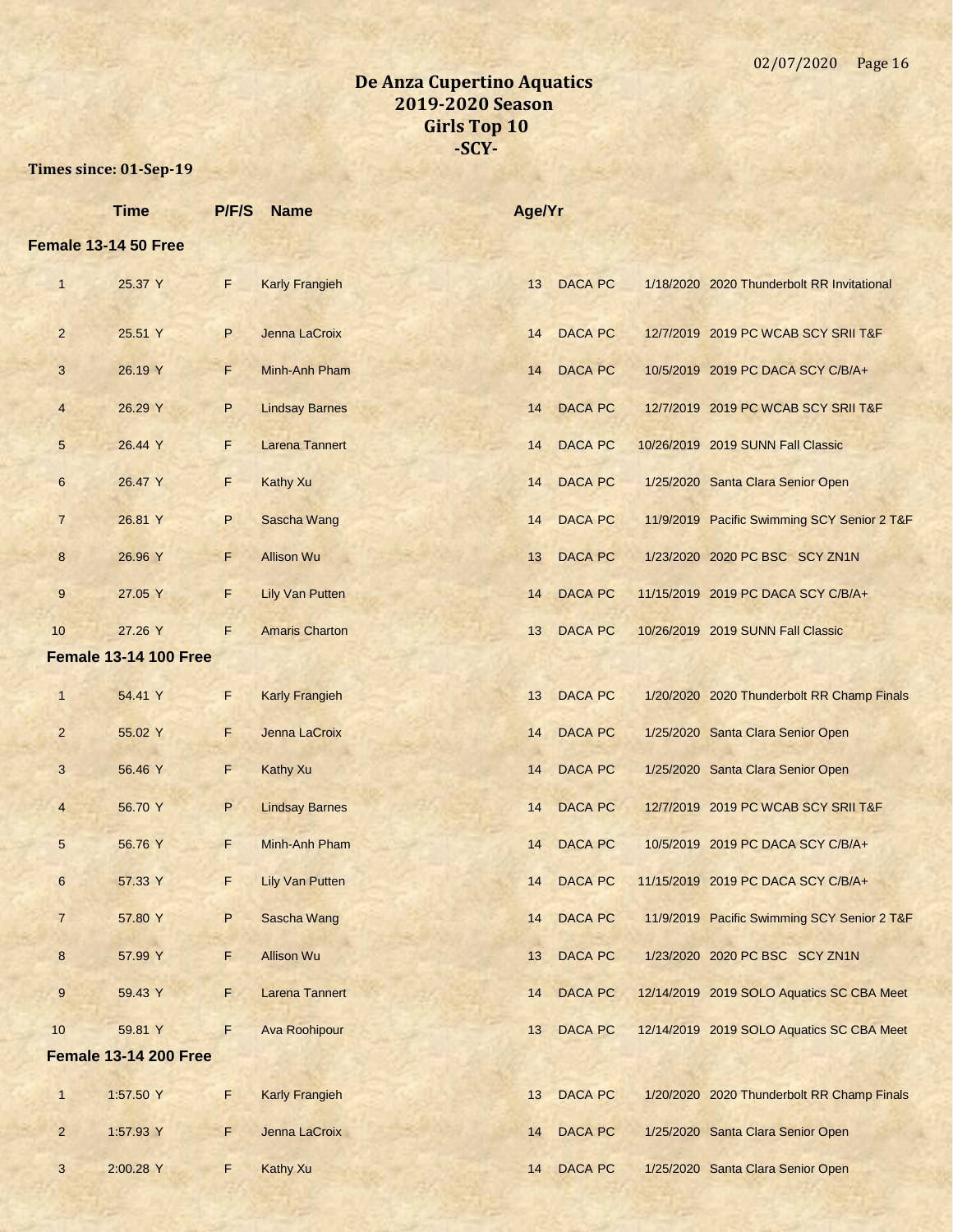# De Anza Cupertino Aquatics
## 2019-2020 Season
## Girls Top 10
## -SCY-

**Times since: 01-Sep-19**

| | Time | P/F/S | Name | Age/Yr | | | |
|---|---|---|---|---|---|---|---|
| **Female 13-14 50 Free** | | | | | | | |
| 1 | 25.37 Y | F | Karly Frangieh | 13 | DACA PC | 1/18/2020 | 2020 Thunderbolt RR Invitational |
| 2 | 25.51 Y | P | Jenna LaCroix | 14 | DACA PC | 12/7/2019 | 2019 PC WCAB SCY SRII T&F |
| 3 | 26.19 Y | F | Minh-Anh Pham | 14 | DACA PC | 10/5/2019 | 2019 PC DACA SCY C/B/A+ |
| 4 | 26.29 Y | P | Lindsay Barnes | 14 | DACA PC | 12/7/2019 | 2019 PC WCAB SCY SRII T&F |
| 5 | 26.44 Y | F | Larena Tannert | 14 | DACA PC | 10/26/2019 | 2019 SUNN Fall Classic |
| 6 | 26.47 Y | F | Kathy Xu | 14 | DACA PC | 1/25/2020 | Santa Clara Senior Open |
| 7 | 26.81 Y | P | Sascha Wang | 14 | DACA PC | 11/9/2019 | Pacific Swimming SCY Senior 2 T&F |
| 8 | 26.96 Y | F | Allison Wu | 13 | DACA PC | 1/23/2020 | 2020 PC BSC SCY ZN1N |
| 9 | 27.05 Y | F | Lily Van Putten | 14 | DACA PC | 11/15/2019 | 2019 PC DACA SCY C/B/A+ |
| 10 | 27.26 Y | F | Amaris Charton | 13 | DACA PC | 10/26/2019 | 2019 SUNN Fall Classic |
| **Female 13-14 100 Free** | | | | | | | |
| 1 | 54.41 Y | F | Karly Frangieh | 13 | DACA PC | 1/20/2020 | 2020 Thunderbolt RR Champ Finals |
| 2 | 55.02 Y | F | Jenna LaCroix | 14 | DACA PC | 1/25/2020 | Santa Clara Senior Open |
| 3 | 56.46 Y | F | Kathy Xu | 14 | DACA PC | 1/25/2020 | Santa Clara Senior Open |
| 4 | 56.70 Y | P | Lindsay Barnes | 14 | DACA PC | 12/7/2019 | 2019 PC WCAB SCY SRII T&F |
| 5 | 56.76 Y | F | Minh-Anh Pham | 14 | DACA PC | 10/5/2019 | 2019 PC DACA SCY C/B/A+ |
| 6 | 57.33 Y | F | Lily Van Putten | 14 | DACA PC | 11/15/2019 | 2019 PC DACA SCY C/B/A+ |
| 7 | 57.80 Y | P | Sascha Wang | 14 | DACA PC | 11/9/2019 | Pacific Swimming SCY Senior 2 T&F |
| 8 | 57.99 Y | F | Allison Wu | 13 | DACA PC | 1/23/2020 | 2020 PC BSC SCY ZN1N |
| 9 | 59.43 Y | F | Larena Tannert | 14 | DACA PC | 12/14/2019 | 2019 SOLO Aquatics SC CBA Meet |
| 10 | 59.81 Y | F | Ava Roohipour | 13 | DACA PC | 12/14/2019 | 2019 SOLO Aquatics SC CBA Meet |
| **Female 13-14 200 Free** | | | | | | | |
| 1 | 1:57.50 Y | F | Karly Frangieh | 13 | DACA PC | 1/20/2020 | 2020 Thunderbolt RR Champ Finals |
| 2 | 1:57.93 Y | F | Jenna LaCroix | 14 | DACA PC | 1/25/2020 | Santa Clara Senior Open |
| 3 | 2:00.28 Y | F | Kathy Xu | 14 | DACA PC | 1/25/2020 | Santa Clara Senior Open |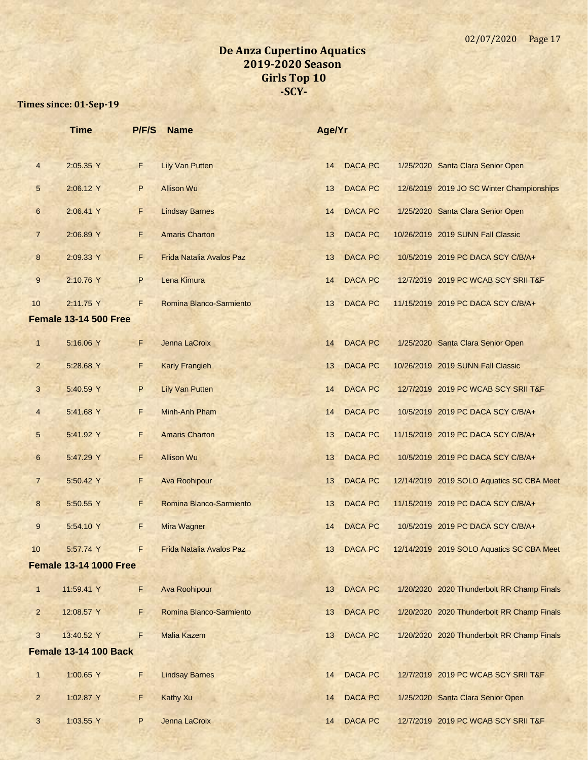# De Anza Cupertino Aquatics
## 2019-2020 Season
## Girls Top 10
## -SCY-

**Times since: 01-Sep-19**

| | Time | P/F/S | Name | Age/Yr | | | |
|---|---|---|---|---|---|---|---|
| 4 | 2:05.35 Y | F | Lily Van Putten | 14 | DACA PC | 1/25/2020 | Santa Clara Senior Open |
| 5 | 2:06.12 Y | P | Allison Wu | 13 | DACA PC | 12/6/2019 | 2019 JO SC Winter Championships |
| 6 | 2:06.41 Y | F | Lindsay Barnes | 14 | DACA PC | 1/25/2020 | Santa Clara Senior Open |
| 7 | 2:06.89 Y | F | Amaris Charton | 13 | DACA PC | 10/26/2019 | 2019 SUNN Fall Classic |
| 8 | 2:09.33 Y | F | Frida Natalia Avalos Paz | 13 | DACA PC | 10/5/2019 | 2019 PC DACA SCY C/B/A+ |
| 9 | 2:10.76 Y | P | Lena Kimura | 14 | DACA PC | 12/7/2019 | 2019 PC WCAB SCY SRII T&F |
| 10 | 2:11.75 Y | F | Romina Blanco-Sarmiento | 13 | DACA PC | 11/15/2019 | 2019 PC DACA SCY C/B/A+ |

**Female 13-14 500 Free**

| | Time | P/F/S | Name | Age/Yr | | | |
|---|---|---|---|---|---|---|---|
| 1 | 5:16.06 Y | F | Jenna LaCroix | 14 | DACA PC | 1/25/2020 | Santa Clara Senior Open |
| 2 | 5:28.68 Y | F | Karly Frangieh | 13 | DACA PC | 10/26/2019 | 2019 SUNN Fall Classic |
| 3 | 5:40.59 Y | P | Lily Van Putten | 14 | DACA PC | 12/7/2019 | 2019 PC WCAB SCY SRII T&F |
| 4 | 5:41.68 Y | F | Minh-Anh Pham | 14 | DACA PC | 10/5/2019 | 2019 PC DACA SCY C/B/A+ |
| 5 | 5:41.92 Y | F | Amaris Charton | 13 | DACA PC | 11/15/2019 | 2019 PC DACA SCY C/B/A+ |
| 6 | 5:47.29 Y | F | Allison Wu | 13 | DACA PC | 10/5/2019 | 2019 PC DACA SCY C/B/A+ |
| 7 | 5:50.42 Y | F | Ava Roohipour | 13 | DACA PC | 12/14/2019 | 2019 SOLO Aquatics SC CBA Meet |
| 8 | 5:50.55 Y | F | Romina Blanco-Sarmiento | 13 | DACA PC | 11/15/2019 | 2019 PC DACA SCY C/B/A+ |
| 9 | 5:54.10 Y | F | Mira Wagner | 14 | DACA PC | 10/5/2019 | 2019 PC DACA SCY C/B/A+ |
| 10 | 5:57.74 Y | F | Frida Natalia Avalos Paz | 13 | DACA PC | 12/14/2019 | 2019 SOLO Aquatics SC CBA Meet |

**Female 13-14 1000 Free**

| | Time | P/F/S | Name | Age/Yr | | | |
|---|---|---|---|---|---|---|---|
| 1 | 11:59.41 Y | F | Ava Roohipour | 13 | DACA PC | 1/20/2020 | 2020 Thunderbolt RR Champ Finals |
| 2 | 12:08.57 Y | F | Romina Blanco-Sarmiento | 13 | DACA PC | 1/20/2020 | 2020 Thunderbolt RR Champ Finals |
| 3 | 13:40.52 Y | F | Malia Kazem | 13 | DACA PC | 1/20/2020 | 2020 Thunderbolt RR Champ Finals |

**Female 13-14 100 Back**

| | Time | P/F/S | Name | Age/Yr | | | |
|---|---|---|---|---|---|---|---|
| 1 | 1:00.65 Y | F | Lindsay Barnes | 14 | DACA PC | 12/7/2019 | 2019 PC WCAB SCY SRII T&F |
| 2 | 1:02.87 Y | F | Kathy Xu | 14 | DACA PC | 1/25/2020 | Santa Clara Senior Open |
| 3 | 1:03.55 Y | P | Jenna LaCroix | 14 | DACA PC | 12/7/2019 | 2019 PC WCAB SCY SRII T&F |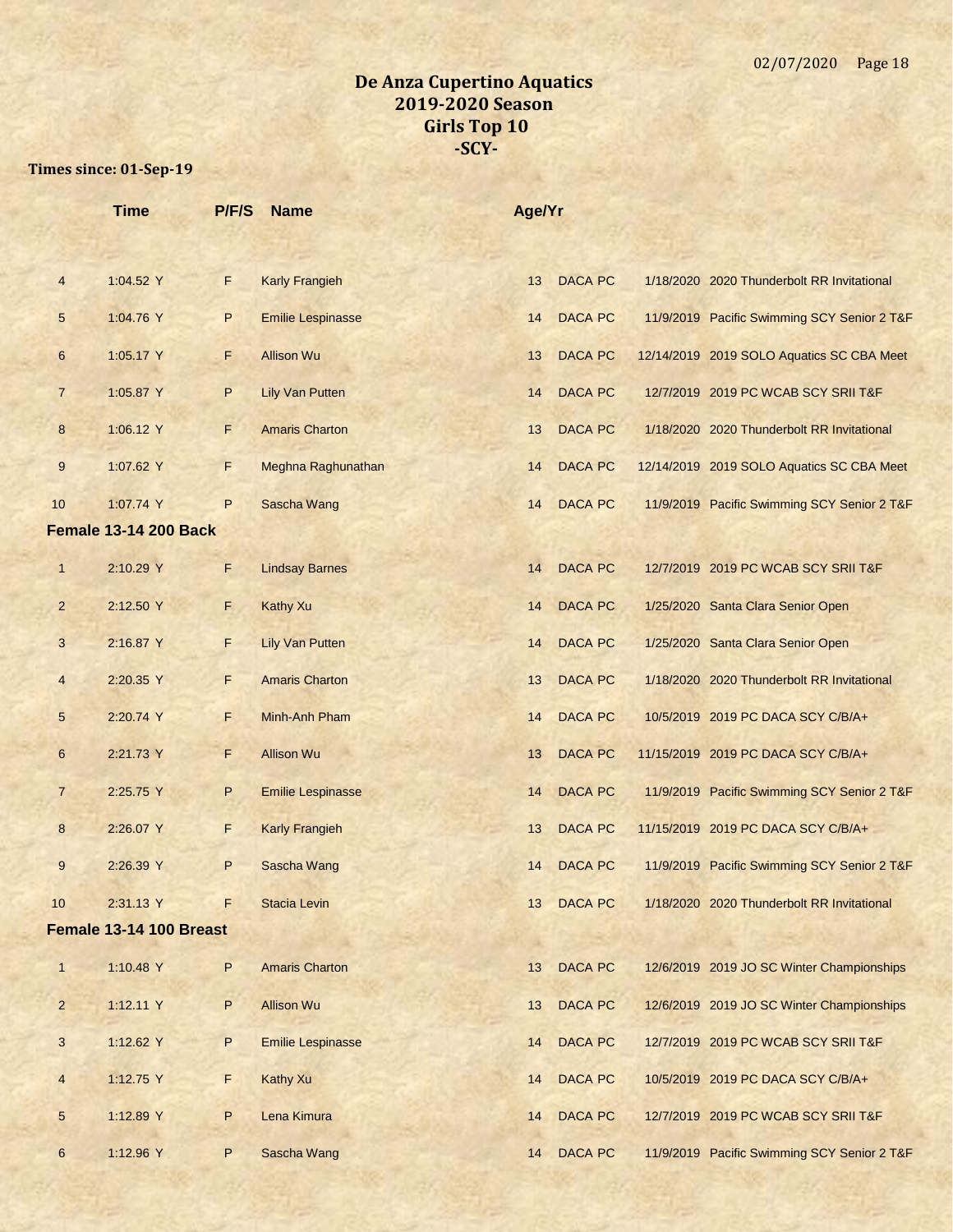# De Anza Cupertino Aquatics
## 2019-2020 Season
## Girls Top 10
## -SCY-

**Times since: 01-Sep-19**

| | Time | P/F/S | Name | Age/Yr | | | |
|---|---|---|---|---|---|---|---|
| 4 | 1:04.52 Y | F | Karly Frangieh | 13 | DACA PC | 1/18/2020 | 2020 Thunderbolt RR Invitational |
| 5 | 1:04.76 Y | P | Emilie Lespinasse | 14 | DACA PC | 11/9/2019 | Pacific Swimming SCY Senior 2 T&F |
| 6 | 1:05.17 Y | F | Allison Wu | 13 | DACA PC | 12/14/2019 | 2019 SOLO Aquatics SC CBA Meet |
| 7 | 1:05.87 Y | P | Lily Van Putten | 14 | DACA PC | 12/7/2019 | 2019 PC WCAB SCY SRII T&F |
| 8 | 1:06.12 Y | F | Amaris Charton | 13 | DACA PC | 1/18/2020 | 2020 Thunderbolt RR Invitational |
| 9 | 1:07.62 Y | F | Meghna Raghunathan | 14 | DACA PC | 12/14/2019 | 2019 SOLO Aquatics SC CBA Meet |
| 10 | 1:07.74 Y | P | Sascha Wang | 14 | DACA PC | 11/9/2019 | Pacific Swimming SCY Senior 2 T&F |

**Female 13-14 200 Back**

| | Time | P/F/S | Name | Age/Yr | | | |
|---|---|---|---|---|---|---|---|
| 1 | 2:10.29 Y | F | Lindsay Barnes | 14 | DACA PC | 12/7/2019 | 2019 PC WCAB SCY SRII T&F |
| 2 | 2:12.50 Y | F | Kathy Xu | 14 | DACA PC | 1/25/2020 | Santa Clara Senior Open |
| 3 | 2:16.87 Y | F | Lily Van Putten | 14 | DACA PC | 1/25/2020 | Santa Clara Senior Open |
| 4 | 2:20.35 Y | F | Amaris Charton | 13 | DACA PC | 1/18/2020 | 2020 Thunderbolt RR Invitational |
| 5 | 2:20.74 Y | F | Minh-Anh Pham | 14 | DACA PC | 10/5/2019 | 2019 PC DACA SCY C/B/A+ |
| 6 | 2:21.73 Y | F | Allison Wu | 13 | DACA PC | 11/15/2019 | 2019 PC DACA SCY C/B/A+ |
| 7 | 2:25.75 Y | P | Emilie Lespinasse | 14 | DACA PC | 11/9/2019 | Pacific Swimming SCY Senior 2 T&F |
| 8 | 2:26.07 Y | F | Karly Frangieh | 13 | DACA PC | 11/15/2019 | 2019 PC DACA SCY C/B/A+ |
| 9 | 2:26.39 Y | P | Sascha Wang | 14 | DACA PC | 11/9/2019 | Pacific Swimming SCY Senior 2 T&F |
| 10 | 2:31.13 Y | F | Stacia Levin | 13 | DACA PC | 1/18/2020 | 2020 Thunderbolt RR Invitational |

**Female 13-14 100 Breast**

| | Time | P/F/S | Name | Age/Yr | | | |
|---|---|---|---|---|---|---|---|
| 1 | 1:10.48 Y | P | Amaris Charton | 13 | DACA PC | 12/6/2019 | 2019 JO SC Winter Championships |
| 2 | 1:12.11 Y | P | Allison Wu | 13 | DACA PC | 12/6/2019 | 2019 JO SC Winter Championships |
| 3 | 1:12.62 Y | P | Emilie Lespinasse | 14 | DACA PC | 12/7/2019 | 2019 PC WCAB SCY SRII T&F |
| 4 | 1:12.75 Y | F | Kathy Xu | 14 | DACA PC | 10/5/2019 | 2019 PC DACA SCY C/B/A+ |
| 5 | 1:12.89 Y | P | Lena Kimura | 14 | DACA PC | 12/7/2019 | 2019 PC WCAB SCY SRII T&F |
| 6 | 1:12.96 Y | P | Sascha Wang | 14 | DACA PC | 11/9/2019 | Pacific Swimming SCY Senior 2 T&F |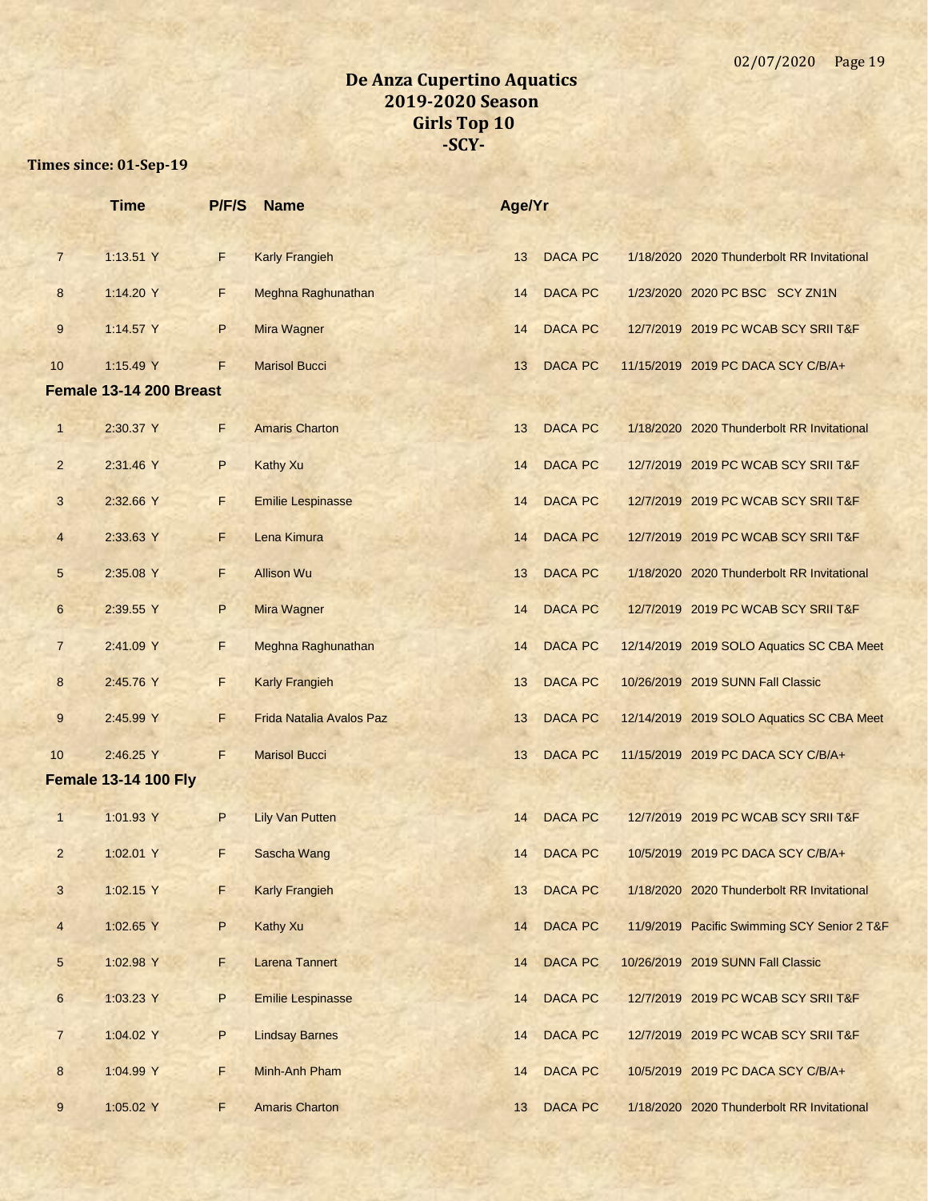# De Anza Cupertino Aquatics
## 2019-2020 Season
## Girls Top 10
## -SCY-

**Times since: 01-Sep-19**

| | Time | P/F/S | Name | Age/Yr | Team | Date | Meet |
|---|---|---|---|---|---|---|---|
| 7 | 1:13.51 Y | F | Karly Frangieh | 13 | DACA PC | 1/18/2020 | 2020 Thunderbolt RR Invitational |
| 8 | 1:14.20 Y | F | Meghna Raghunathan | 14 | DACA PC | 1/23/2020 | 2020 PC BSC SCY ZN1N |
| 9 | 1:14.57 Y | P | Mira Wagner | 14 | DACA PC | 12/7/2019 | 2019 PC WCAB SCY SRII T&F |
| 10 | 1:15.49 Y | F | Marisol Bucci | 13 | DACA PC | 11/15/2019 | 2019 PC DACA SCY C/B/A+ |

### Female 13-14 200 Breast

| | Time | P/F/S | Name | Age/Yr | Team | Date | Meet |
|---|---|---|---|---|---|---|---|
| 1 | 2:30.37 Y | F | Amaris Charton | 13 | DACA PC | 1/18/2020 | 2020 Thunderbolt RR Invitational |
| 2 | 2:31.46 Y | P | Kathy Xu | 14 | DACA PC | 12/7/2019 | 2019 PC WCAB SCY SRII T&F |
| 3 | 2:32.66 Y | F | Emilie Lespinasse | 14 | DACA PC | 12/7/2019 | 2019 PC WCAB SCY SRII T&F |
| 4 | 2:33.63 Y | F | Lena Kimura | 14 | DACA PC | 12/7/2019 | 2019 PC WCAB SCY SRII T&F |
| 5 | 2:35.08 Y | F | Allison Wu | 13 | DACA PC | 1/18/2020 | 2020 Thunderbolt RR Invitational |
| 6 | 2:39.55 Y | P | Mira Wagner | 14 | DACA PC | 12/7/2019 | 2019 PC WCAB SCY SRII T&F |
| 7 | 2:41.09 Y | F | Meghna Raghunathan | 14 | DACA PC | 12/14/2019 | 2019 SOLO Aquatics SC CBA Meet |
| 8 | 2:45.76 Y | F | Karly Frangieh | 13 | DACA PC | 10/26/2019 | 2019 SUNN Fall Classic |
| 9 | 2:45.99 Y | F | Frida Natalia Avalos Paz | 13 | DACA PC | 12/14/2019 | 2019 SOLO Aquatics SC CBA Meet |
| 10 | 2:46.25 Y | F | Marisol Bucci | 13 | DACA PC | 11/15/2019 | 2019 PC DACA SCY C/B/A+ |

### Female 13-14 100 Fly

| | Time | P/F/S | Name | Age/Yr | Team | Date | Meet |
|---|---|---|---|---|---|---|---|
| 1 | 1:01.93 Y | P | Lily Van Putten | 14 | DACA PC | 12/7/2019 | 2019 PC WCAB SCY SRII T&F |
| 2 | 1:02.01 Y | F | Sascha Wang | 14 | DACA PC | 10/5/2019 | 2019 PC DACA SCY C/B/A+ |
| 3 | 1:02.15 Y | F | Karly Frangieh | 13 | DACA PC | 1/18/2020 | 2020 Thunderbolt RR Invitational |
| 4 | 1:02.65 Y | P | Kathy Xu | 14 | DACA PC | 11/9/2019 | Pacific Swimming SCY Senior 2 T&F |
| 5 | 1:02.98 Y | F | Larena Tannert | 14 | DACA PC | 10/26/2019 | 2019 SUNN Fall Classic |
| 6 | 1:03.23 Y | P | Emilie Lespinasse | 14 | DACA PC | 12/7/2019 | 2019 PC WCAB SCY SRII T&F |
| 7 | 1:04.02 Y | P | Lindsay Barnes | 14 | DACA PC | 12/7/2019 | 2019 PC WCAB SCY SRII T&F |
| 8 | 1:04.99 Y | F | Minh-Anh Pham | 14 | DACA PC | 10/5/2019 | 2019 PC DACA SCY C/B/A+ |
| 9 | 1:05.02 Y | F | Amaris Charton | 13 | DACA PC | 1/18/2020 | 2020 Thunderbolt RR Invitational |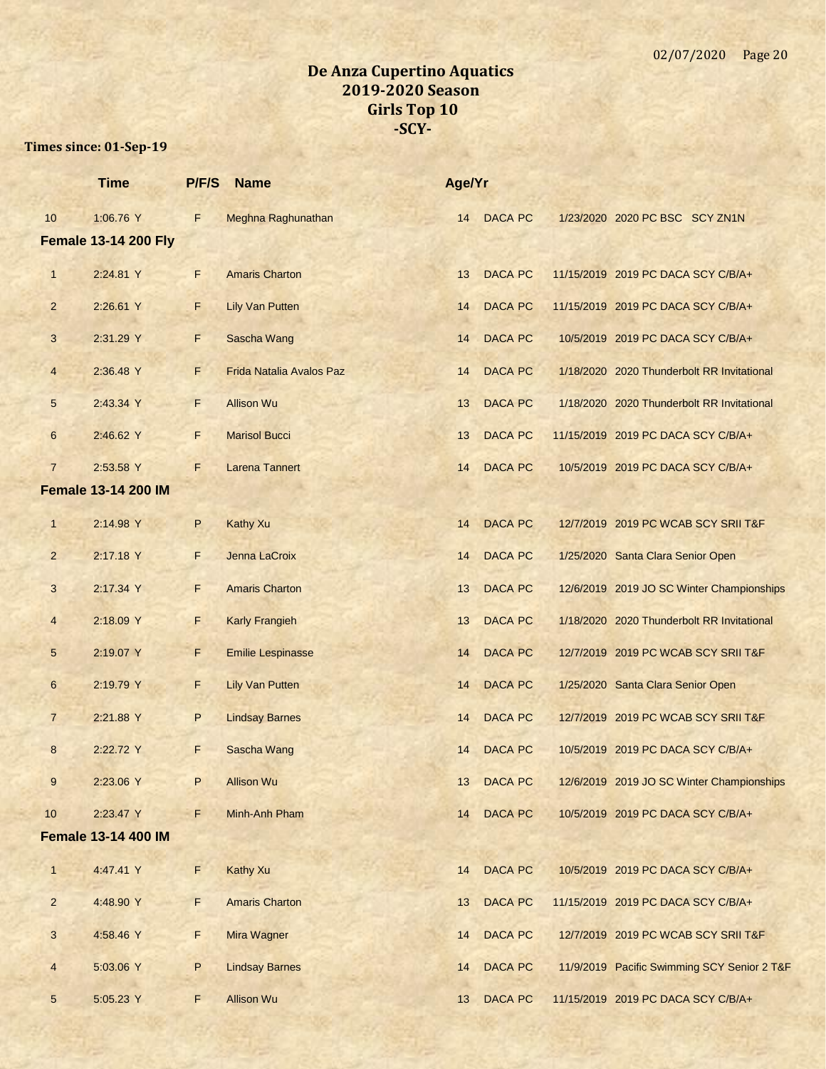# De Anza Cupertino Aquatics
## 2019-2020 Season
## Girls Top 10
## -SCY-

**Times since: 01-Sep-19**

| | Time | P/F/S | Name | Age/Yr | | | |
|---|---|---|---|---|---|---|---|
| 10 | 1:06.76 Y | F | Meghna Raghunathan | 14 | DACA PC | 1/23/2020 | 2020 PC BSC SCY ZN1N |

### Female 13-14 200 Fly

| | Time | P/F/S | Name | Age/Yr | | | |
|---|---|---|---|---|---|---|---|
| 1 | 2:24.81 Y | F | Amaris Charton | 13 | DACA PC | 11/15/2019 | 2019 PC DACA SCY C/B/A+ |
| 2 | 2:26.61 Y | F | Lily Van Putten | 14 | DACA PC | 11/15/2019 | 2019 PC DACA SCY C/B/A+ |
| 3 | 2:31.29 Y | F | Sascha Wang | 14 | DACA PC | 10/5/2019 | 2019 PC DACA SCY C/B/A+ |
| 4 | 2:36.48 Y | F | Frida Natalia Avalos Paz | 14 | DACA PC | 1/18/2020 | 2020 Thunderbolt RR Invitational |
| 5 | 2:43.34 Y | F | Allison Wu | 13 | DACA PC | 1/18/2020 | 2020 Thunderbolt RR Invitational |
| 6 | 2:46.62 Y | F | Marisol Bucci | 13 | DACA PC | 11/15/2019 | 2019 PC DACA SCY C/B/A+ |
| 7 | 2:53.58 Y | F | Larena Tannert | 14 | DACA PC | 10/5/2019 | 2019 PC DACA SCY C/B/A+ |

### Female 13-14 200 IM

| | Time | P/F/S | Name | Age/Yr | | | |
|---|---|---|---|---|---|---|---|
| 1 | 2:14.98 Y | P | Kathy Xu | 14 | DACA PC | 12/7/2019 | 2019 PC WCAB SCY SRII T&F |
| 2 | 2:17.18 Y | F | Jenna LaCroix | 14 | DACA PC | 1/25/2020 | Santa Clara Senior Open |
| 3 | 2:17.34 Y | F | Amaris Charton | 13 | DACA PC | 12/6/2019 | 2019 JO SC Winter Championships |
| 4 | 2:18.09 Y | F | Karly Frangieh | 13 | DACA PC | 1/18/2020 | 2020 Thunderbolt RR Invitational |
| 5 | 2:19.07 Y | F | Emilie Lespinasse | 14 | DACA PC | 12/7/2019 | 2019 PC WCAB SCY SRII T&F |
| 6 | 2:19.79 Y | F | Lily Van Putten | 14 | DACA PC | 1/25/2020 | Santa Clara Senior Open |
| 7 | 2:21.88 Y | P | Lindsay Barnes | 14 | DACA PC | 12/7/2019 | 2019 PC WCAB SCY SRII T&F |
| 8 | 2:22.72 Y | F | Sascha Wang | 14 | DACA PC | 10/5/2019 | 2019 PC DACA SCY C/B/A+ |
| 9 | 2:23.06 Y | P | Allison Wu | 13 | DACA PC | 12/6/2019 | 2019 JO SC Winter Championships |
| 10 | 2:23.47 Y | F | Minh-Anh Pham | 14 | DACA PC | 10/5/2019 | 2019 PC DACA SCY C/B/A+ |

### Female 13-14 400 IM

| | Time | P/F/S | Name | Age/Yr | | | |
|---|---|---|---|---|---|---|---|
| 1 | 4:47.41 Y | F | Kathy Xu | 14 | DACA PC | 10/5/2019 | 2019 PC DACA SCY C/B/A+ |
| 2 | 4:48.90 Y | F | Amaris Charton | 13 | DACA PC | 11/15/2019 | 2019 PC DACA SCY C/B/A+ |
| 3 | 4:58.46 Y | F | Mira Wagner | 14 | DACA PC | 12/7/2019 | 2019 PC WCAB SCY SRII T&F |
| 4 | 5:03.06 Y | P | Lindsay Barnes | 14 | DACA PC | 11/9/2019 | Pacific Swimming SCY Senior 2 T&F |
| 5 | 5:05.23 Y | F | Allison Wu | 13 | DACA PC | 11/15/2019 | 2019 PC DACA SCY C/B/A+ |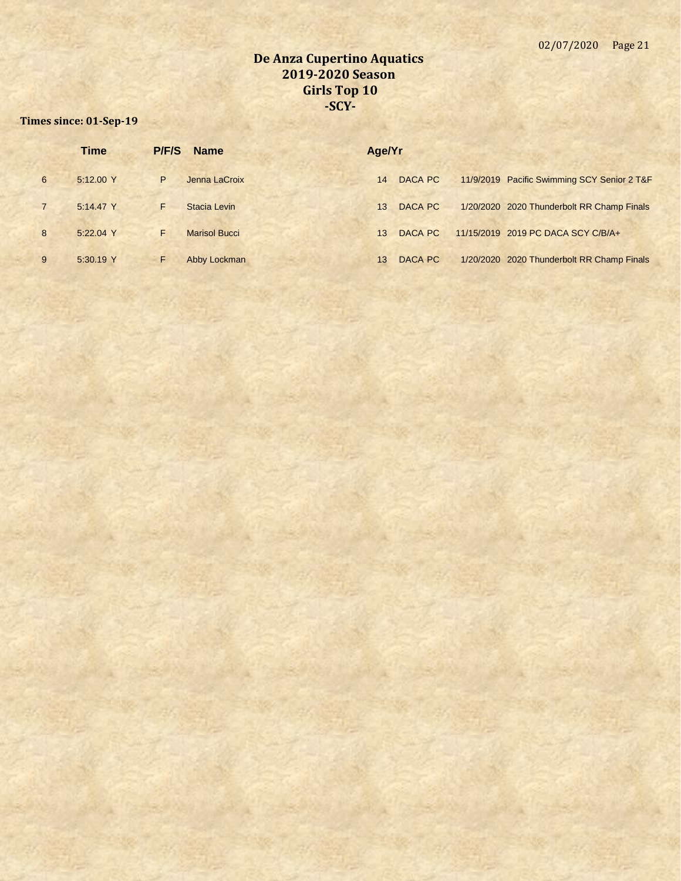# De Anza Cupertino Aquatics
## 2019-2020 Season
## Girls Top 10
## -SCY-

**Times since: 01-Sep-19**

| | Time | P/F/S | Name | Age/Yr | | | |
|---|---|---|---|---|---|---|---|
| 6 | 5:12.00 Y | P | Jenna LaCroix | 14 | DACA PC | 11/9/2019 | Pacific Swimming SCY Senior 2 T&F |
| 7 | 5:14.47 Y | F | Stacia Levin | 13 | DACA PC | 1/20/2020 | 2020 Thunderbolt RR Champ Finals |
| 8 | 5:22.04 Y | F | Marisol Bucci | 13 | DACA PC | 11/15/2019 | 2019 PC DACA SCY C/B/A+ |
| 9 | 5:30.19 Y | F | Abby Lockman | 13 | DACA PC | 1/20/2020 | 2020 Thunderbolt RR Champ Finals |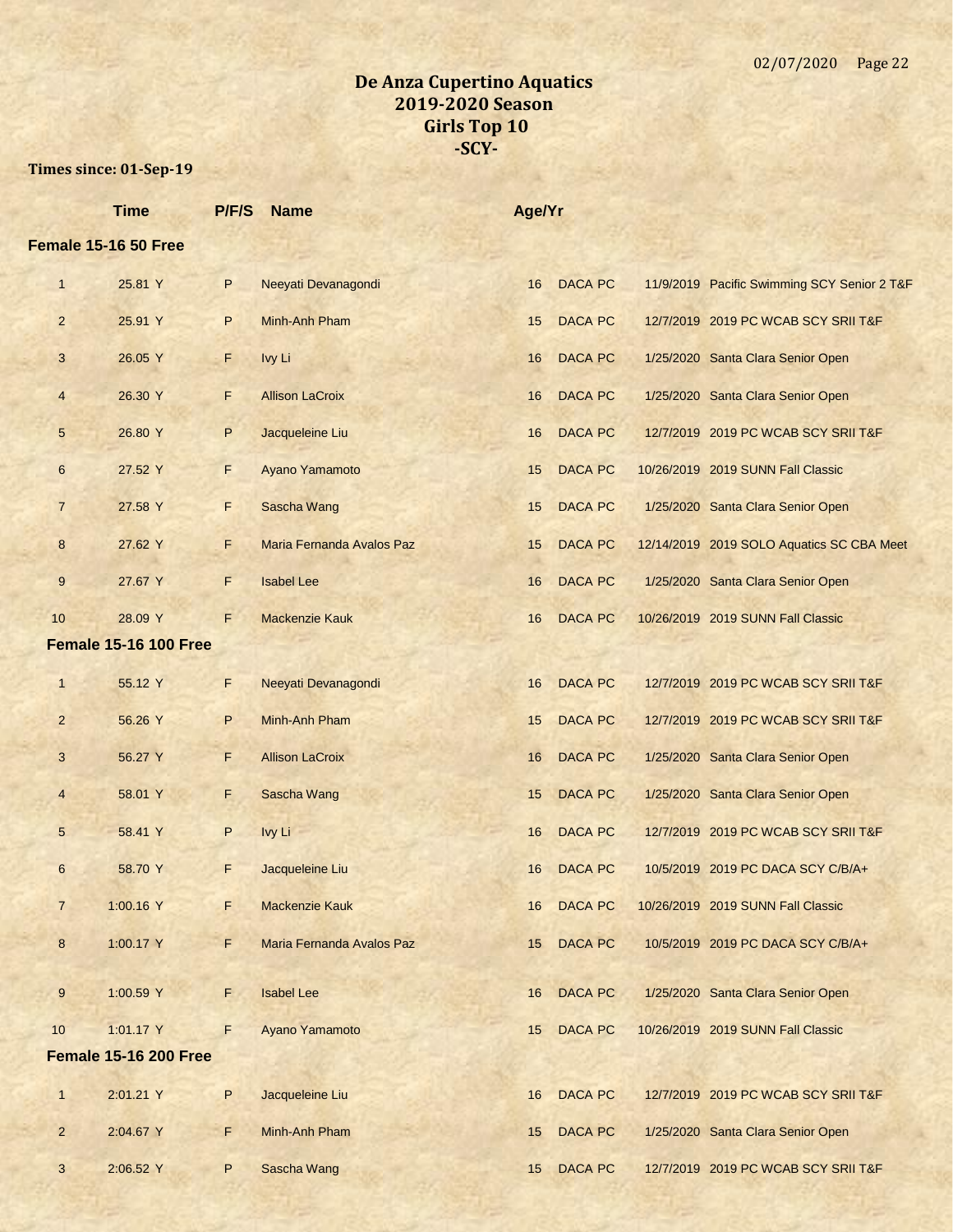# De Anza Cupertino Aquatics
## 2019-2020 Season
## Girls Top 10
## -SCY-

**Times since: 01-Sep-19**

### Female 15-16 50 Free

| | Time | P/F/S | Name | Age/Yr | | | |
|---|---|---|---|---|---|---|---|
| 1 | 25.81 Y | P | Neeyati Devanagondi | 16 | DACA PC | 11/9/2019 | Pacific Swimming SCY Senior 2 T&F |
| 2 | 25.91 Y | P | Minh-Anh Pham | 15 | DACA PC | 12/7/2019 | 2019 PC WCAB SCY SRII T&F |
| 3 | 26.05 Y | F | Ivy Li | 16 | DACA PC | 1/25/2020 | Santa Clara Senior Open |
| 4 | 26.30 Y | F | Allison LaCroix | 16 | DACA PC | 1/25/2020 | Santa Clara Senior Open |
| 5 | 26.80 Y | P | Jacqueleine Liu | 16 | DACA PC | 12/7/2019 | 2019 PC WCAB SCY SRII T&F |
| 6 | 27.52 Y | F | Ayano Yamamoto | 15 | DACA PC | 10/26/2019 | 2019 SUNN Fall Classic |
| 7 | 27.58 Y | F | Sascha Wang | 15 | DACA PC | 1/25/2020 | Santa Clara Senior Open |
| 8 | 27.62 Y | F | Maria Fernanda Avalos Paz | 15 | DACA PC | 12/14/2019 | 2019 SOLO Aquatics SC CBA Meet |
| 9 | 27.67 Y | F | Isabel Lee | 16 | DACA PC | 1/25/2020 | Santa Clara Senior Open |
| 10 | 28.09 Y | F | Mackenzie Kauk | 16 | DACA PC | 10/26/2019 | 2019 SUNN Fall Classic |

### Female 15-16 100 Free

| | Time | P/F/S | Name | Age/Yr | | | |
|---|---|---|---|---|---|---|---|
| 1 | 55.12 Y | F | Neeyati Devanagondi | 16 | DACA PC | 12/7/2019 | 2019 PC WCAB SCY SRII T&F |
| 2 | 56.26 Y | P | Minh-Anh Pham | 15 | DACA PC | 12/7/2019 | 2019 PC WCAB SCY SRII T&F |
| 3 | 56.27 Y | F | Allison LaCroix | 16 | DACA PC | 1/25/2020 | Santa Clara Senior Open |
| 4 | 58.01 Y | F | Sascha Wang | 15 | DACA PC | 1/25/2020 | Santa Clara Senior Open |
| 5 | 58.41 Y | P | Ivy Li | 16 | DACA PC | 12/7/2019 | 2019 PC WCAB SCY SRII T&F |
| 6 | 58.70 Y | F | Jacqueleine Liu | 16 | DACA PC | 10/5/2019 | 2019 PC DACA SCY C/B/A+ |
| 7 | 1:00.16 Y | F | Mackenzie Kauk | 16 | DACA PC | 10/26/2019 | 2019 SUNN Fall Classic |
| 8 | 1:00.17 Y | F | Maria Fernanda Avalos Paz | 15 | DACA PC | 10/5/2019 | 2019 PC DACA SCY C/B/A+ |
| 9 | 1:00.59 Y | F | Isabel Lee | 16 | DACA PC | 1/25/2020 | Santa Clara Senior Open |
| 10 | 1:01.17 Y | F | Ayano Yamamoto | 15 | DACA PC | 10/26/2019 | 2019 SUNN Fall Classic |

### Female 15-16 200 Free

| | Time | P/F/S | Name | Age/Yr | | | |
|---|---|---|---|---|---|---|---|
| 1 | 2:01.21 Y | P | Jacqueleine Liu | 16 | DACA PC | 12/7/2019 | 2019 PC WCAB SCY SRII T&F |
| 2 | 2:04.67 Y | F | Minh-Anh Pham | 15 | DACA PC | 1/25/2020 | Santa Clara Senior Open |
| 3 | 2:06.52 Y | P | Sascha Wang | 15 | DACA PC | 12/7/2019 | 2019 PC WCAB SCY SRII T&F |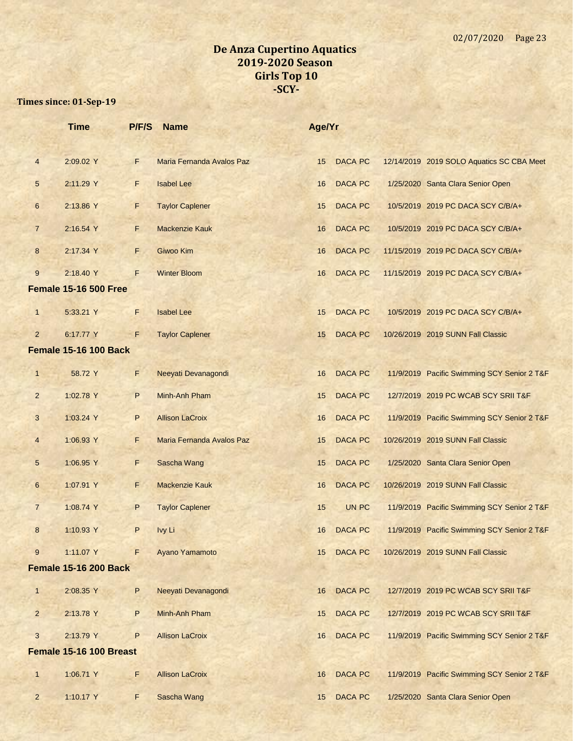# De Anza Cupertino Aquatics
## 2019-2020 Season
## Girls Top 10
## -SCY-

**Times since: 01-Sep-19**

| | Time | P/F/S | Name | Age/Yr | | | |
|---|---|---|---|---|---|---|---|
| 4 | 2:09.02 Y | F | Maria Fernanda Avalos Paz | 15 | DACA PC | 12/14/2019 | 2019 SOLO Aquatics SC CBA Meet |
| 5 | 2:11.29 Y | F | Isabel Lee | 16 | DACA PC | 1/25/2020 | Santa Clara Senior Open |
| 6 | 2:13.86 Y | F | Taylor Caplener | 15 | DACA PC | 10/5/2019 | 2019 PC DACA SCY C/B/A+ |
| 7 | 2:16.54 Y | F | Mackenzie Kauk | 16 | DACA PC | 10/5/2019 | 2019 PC DACA SCY C/B/A+ |
| 8 | 2:17.34 Y | F | Giwoo Kim | 16 | DACA PC | 11/15/2019 | 2019 PC DACA SCY C/B/A+ |
| 9 | 2:18.40 Y | F | Winter Bloom | 16 | DACA PC | 11/15/2019 | 2019 PC DACA SCY C/B/A+ |

**Female 15-16 500 Free**

| | Time | P/F/S | Name | Age/Yr | | | |
|---|---|---|---|---|---|---|---|
| 1 | 5:33.21 Y | F | Isabel Lee | 15 | DACA PC | 10/5/2019 | 2019 PC DACA SCY C/B/A+ |
| 2 | 6:17.77 Y | F | Taylor Caplener | 15 | DACA PC | 10/26/2019 | 2019 SUNN Fall Classic |

**Female 15-16 100 Back**

| | Time | P/F/S | Name | Age/Yr | | | |
|---|---|---|---|---|---|---|---|
| 1 | 58.72 Y | F | Neeyati Devanagondi | 16 | DACA PC | 11/9/2019 | Pacific Swimming SCY Senior 2 T&F |
| 2 | 1:02.78 Y | P | Minh-Anh Pham | 15 | DACA PC | 12/7/2019 | 2019 PC WCAB SCY SRII T&F |
| 3 | 1:03.24 Y | P | Allison LaCroix | 16 | DACA PC | 11/9/2019 | Pacific Swimming SCY Senior 2 T&F |
| 4 | 1:06.93 Y | F | Maria Fernanda Avalos Paz | 15 | DACA PC | 10/26/2019 | 2019 SUNN Fall Classic |
| 5 | 1:06.95 Y | F | Sascha Wang | 15 | DACA PC | 1/25/2020 | Santa Clara Senior Open |
| 6 | 1:07.91 Y | F | Mackenzie Kauk | 16 | DACA PC | 10/26/2019 | 2019 SUNN Fall Classic |
| 7 | 1:08.74 Y | P | Taylor Caplener | 15 | UN PC | 11/9/2019 | Pacific Swimming SCY Senior 2 T&F |
| 8 | 1:10.93 Y | P | Ivy Li | 16 | DACA PC | 11/9/2019 | Pacific Swimming SCY Senior 2 T&F |
| 9 | 1:11.07 Y | F | Ayano Yamamoto | 15 | DACA PC | 10/26/2019 | 2019 SUNN Fall Classic |

**Female 15-16 200 Back**

| | Time | P/F/S | Name | Age/Yr | | | |
|---|---|---|---|---|---|---|---|
| 1 | 2:08.35 Y | P | Neeyati Devanagondi | 16 | DACA PC | 12/7/2019 | 2019 PC WCAB SCY SRII T&F |
| 2 | 2:13.78 Y | P | Minh-Anh Pham | 15 | DACA PC | 12/7/2019 | 2019 PC WCAB SCY SRII T&F |
| 3 | 2:13.79 Y | P | Allison LaCroix | 16 | DACA PC | 11/9/2019 | Pacific Swimming SCY Senior 2 T&F |

**Female 15-16 100 Breast**

| | Time | P/F/S | Name | Age/Yr | | | |
|---|---|---|---|---|---|---|---|
| 1 | 1:06.71 Y | F | Allison LaCroix | 16 | DACA PC | 11/9/2019 | Pacific Swimming SCY Senior 2 T&F |
| 2 | 1:10.17 Y | F | Sascha Wang | 15 | DACA PC | 1/25/2020 | Santa Clara Senior Open |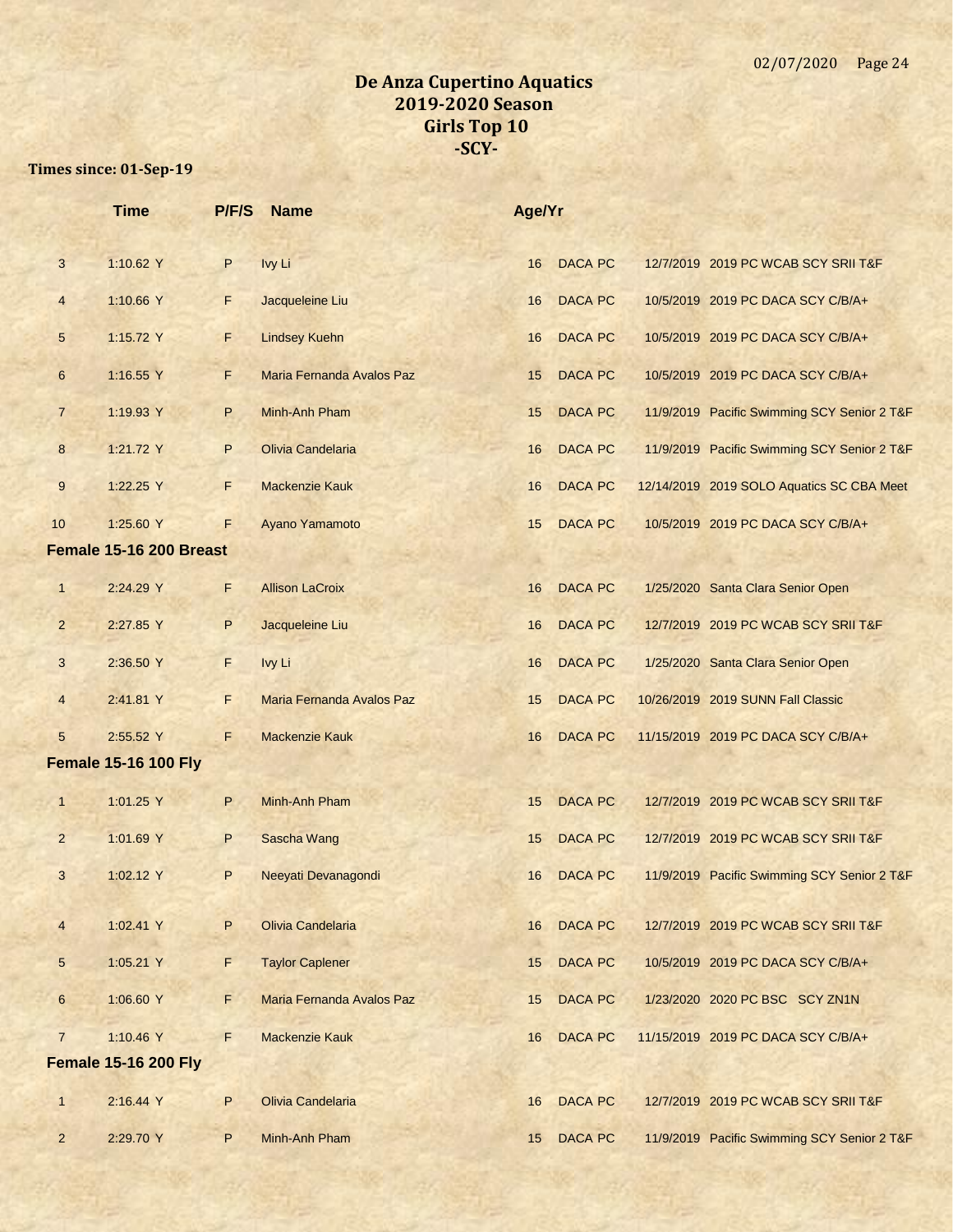# De Anza Cupertino Aquatics
## 2019-2020 Season
## Girls Top 10
## -SCY-

**Times since: 01-Sep-19**

| | Time | P/F/S | Name | Age/Yr | | | |
|---|---|---|---|---|---|---|---|
| 3 | 1:10.62 Y | P | Ivy Li | 16 | DACA PC | 12/7/2019 | 2019 PC WCAB SCY SRII T&F |
| 4 | 1:10.66 Y | F | Jacqueleine Liu | 16 | DACA PC | 10/5/2019 | 2019 PC DACA SCY C/B/A+ |
| 5 | 1:15.72 Y | F | Lindsey Kuehn | 16 | DACA PC | 10/5/2019 | 2019 PC DACA SCY C/B/A+ |
| 6 | 1:16.55 Y | F | Maria Fernanda Avalos Paz | 15 | DACA PC | 10/5/2019 | 2019 PC DACA SCY C/B/A+ |
| 7 | 1:19.93 Y | P | Minh-Anh Pham | 15 | DACA PC | 11/9/2019 | Pacific Swimming SCY Senior 2 T&F |
| 8 | 1:21.72 Y | P | Olivia Candelaria | 16 | DACA PC | 11/9/2019 | Pacific Swimming SCY Senior 2 T&F |
| 9 | 1:22.25 Y | F | Mackenzie Kauk | 16 | DACA PC | 12/14/2019 | 2019 SOLO Aquatics SC CBA Meet |
| 10 | 1:25.60 Y | F | Ayano Yamamoto | 15 | DACA PC | 10/5/2019 | 2019 PC DACA SCY C/B/A+ |

**Female 15-16 200 Breast**

| | Time | P/F/S | Name | Age/Yr | | | |
|---|---|---|---|---|---|---|---|
| 1 | 2:24.29 Y | F | Allison LaCroix | 16 | DACA PC | 1/25/2020 | Santa Clara Senior Open |
| 2 | 2:27.85 Y | P | Jacqueleine Liu | 16 | DACA PC | 12/7/2019 | 2019 PC WCAB SCY SRII T&F |
| 3 | 2:36.50 Y | F | Ivy Li | 16 | DACA PC | 1/25/2020 | Santa Clara Senior Open |
| 4 | 2:41.81 Y | F | Maria Fernanda Avalos Paz | 15 | DACA PC | 10/26/2019 | 2019 SUNN Fall Classic |
| 5 | 2:55.52 Y | F | Mackenzie Kauk | 16 | DACA PC | 11/15/2019 | 2019 PC DACA SCY C/B/A+ |

**Female 15-16 100 Fly**

| | Time | P/F/S | Name | Age/Yr | | | |
|---|---|---|---|---|---|---|---|
| 1 | 1:01.25 Y | P | Minh-Anh Pham | 15 | DACA PC | 12/7/2019 | 2019 PC WCAB SCY SRII T&F |
| 2 | 1:01.69 Y | P | Sascha Wang | 15 | DACA PC | 12/7/2019 | 2019 PC WCAB SCY SRII T&F |
| 3 | 1:02.12 Y | P | Neeyati Devanagondi | 16 | DACA PC | 11/9/2019 | Pacific Swimming SCY Senior 2 T&F |
| 4 | 1:02.41 Y | P | Olivia Candelaria | 16 | DACA PC | 12/7/2019 | 2019 PC WCAB SCY SRII T&F |
| 5 | 1:05.21 Y | F | Taylor Caplener | 15 | DACA PC | 10/5/2019 | 2019 PC DACA SCY C/B/A+ |
| 6 | 1:06.60 Y | F | Maria Fernanda Avalos Paz | 15 | DACA PC | 1/23/2020 | 2020 PC BSC SCY ZN1N |
| 7 | 1:10.46 Y | F | Mackenzie Kauk | 16 | DACA PC | 11/15/2019 | 2019 PC DACA SCY C/B/A+ |

**Female 15-16 200 Fly**

| | Time | P/F/S | Name | Age/Yr | | | |
|---|---|---|---|---|---|---|---|
| 1 | 2:16.44 Y | P | Olivia Candelaria | 16 | DACA PC | 12/7/2019 | 2019 PC WCAB SCY SRII T&F |
| 2 | 2:29.70 Y | P | Minh-Anh Pham | 15 | DACA PC | 11/9/2019 | Pacific Swimming SCY Senior 2 T&F |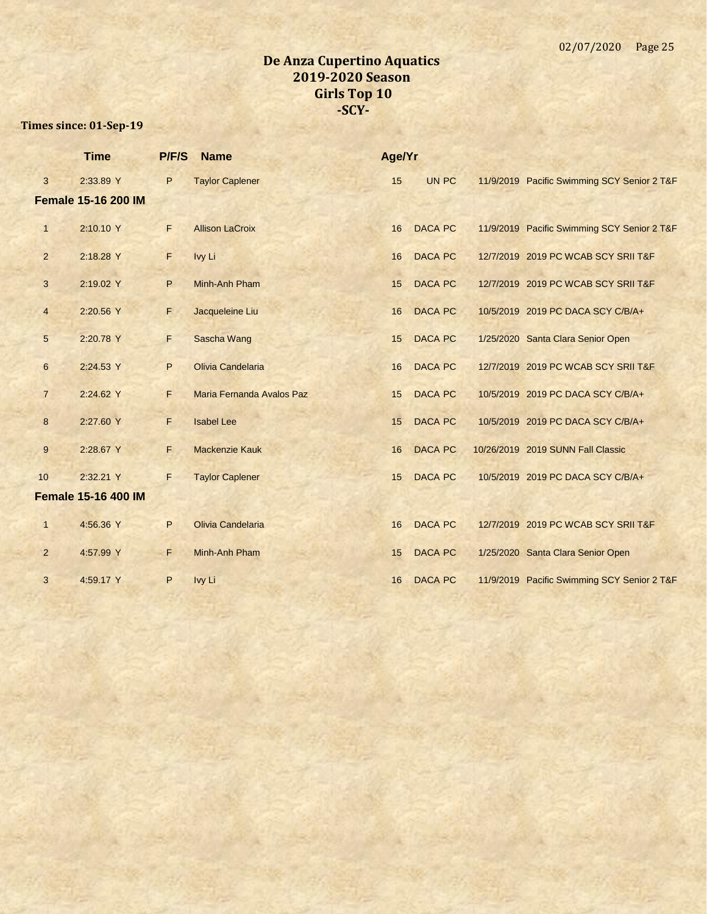# De Anza Cupertino Aquatics
## 2019-2020 Season
## Girls Top 10
## -SCY-

**Times since: 01-Sep-19**

| | Time | P/F/S | Name | Age/Yr | | | |
|---|---|---|---|---|---|---|---|
| 3 | 2:33.89 Y | P | Taylor Caplener | 15 | UN PC | 11/9/2019 | Pacific Swimming SCY Senior 2 T&F |
| **Female 15-16 200 IM** | | | | | | | |
| 1 | 2:10.10 Y | F | Allison LaCroix | 16 | DACA PC | 11/9/2019 | Pacific Swimming SCY Senior 2 T&F |
| 2 | 2:18.28 Y | F | Ivy Li | 16 | DACA PC | 12/7/2019 | 2019 PC WCAB SCY SRII T&F |
| 3 | 2:19.02 Y | P | Minh-Anh Pham | 15 | DACA PC | 12/7/2019 | 2019 PC WCAB SCY SRII T&F |
| 4 | 2:20.56 Y | F | Jacqueleine Liu | 16 | DACA PC | 10/5/2019 | 2019 PC DACA SCY C/B/A+ |
| 5 | 2:20.78 Y | F | Sascha Wang | 15 | DACA PC | 1/25/2020 | Santa Clara Senior Open |
| 6 | 2:24.53 Y | P | Olivia Candelaria | 16 | DACA PC | 12/7/2019 | 2019 PC WCAB SCY SRII T&F |
| 7 | 2:24.62 Y | F | Maria Fernanda Avalos Paz | 15 | DACA PC | 10/5/2019 | 2019 PC DACA SCY C/B/A+ |
| 8 | 2:27.60 Y | F | Isabel Lee | 15 | DACA PC | 10/5/2019 | 2019 PC DACA SCY C/B/A+ |
| 9 | 2:28.67 Y | F | Mackenzie Kauk | 16 | DACA PC | 10/26/2019 | 2019 SUNN Fall Classic |
| 10 | 2:32.21 Y | F | Taylor Caplener | 15 | DACA PC | 10/5/2019 | 2019 PC DACA SCY C/B/A+ |
| **Female 15-16 400 IM** | | | | | | | |
| 1 | 4:56.36 Y | P | Olivia Candelaria | 16 | DACA PC | 12/7/2019 | 2019 PC WCAB SCY SRII T&F |
| 2 | 4:57.99 Y | F | Minh-Anh Pham | 15 | DACA PC | 1/25/2020 | Santa Clara Senior Open |
| 3 | 4:59.17 Y | P | Ivy Li | 16 | DACA PC | 11/9/2019 | Pacific Swimming SCY Senior 2 T&F |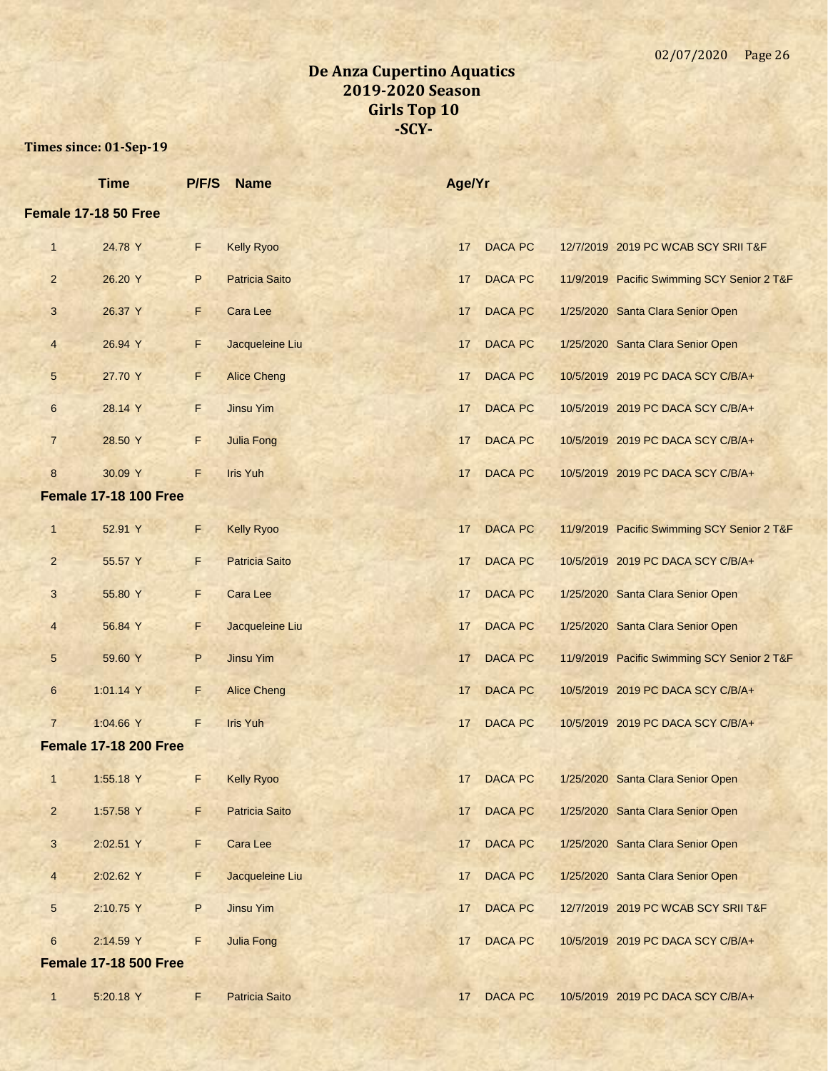# De Anza Cupertino Aquatics
## 2019-2020 Season
## Girls Top 10
## -SCY-

**Times since: 01-Sep-19**

| | Time | P/F/S | Name | Age/Yr | | | |
|---|---|---|---|---|---|---|---|
| **Female 17-18 50 Free** | | | | | | | |
| 1 | 24.78 Y | F | Kelly Ryoo | 17 | DACA PC | 12/7/2019 | 2019 PC WCAB SCY SRII T&F |
| 2 | 26.20 Y | P | Patricia Saito | 17 | DACA PC | 11/9/2019 | Pacific Swimming SCY Senior 2 T&F |
| 3 | 26.37 Y | F | Cara Lee | 17 | DACA PC | 1/25/2020 | Santa Clara Senior Open |
| 4 | 26.94 Y | F | Jacqueleine Liu | 17 | DACA PC | 1/25/2020 | Santa Clara Senior Open |
| 5 | 27.70 Y | F | Alice Cheng | 17 | DACA PC | 10/5/2019 | 2019 PC DACA SCY C/B/A+ |
| 6 | 28.14 Y | F | Jinsu Yim | 17 | DACA PC | 10/5/2019 | 2019 PC DACA SCY C/B/A+ |
| 7 | 28.50 Y | F | Julia Fong | 17 | DACA PC | 10/5/2019 | 2019 PC DACA SCY C/B/A+ |
| 8 | 30.09 Y | F | Iris Yuh | 17 | DACA PC | 10/5/2019 | 2019 PC DACA SCY C/B/A+ |
| **Female 17-18 100 Free** | | | | | | | |
| 1 | 52.91 Y | F | Kelly Ryoo | 17 | DACA PC | 11/9/2019 | Pacific Swimming SCY Senior 2 T&F |
| 2 | 55.57 Y | F | Patricia Saito | 17 | DACA PC | 10/5/2019 | 2019 PC DACA SCY C/B/A+ |
| 3 | 55.80 Y | F | Cara Lee | 17 | DACA PC | 1/25/2020 | Santa Clara Senior Open |
| 4 | 56.84 Y | F | Jacqueleine Liu | 17 | DACA PC | 1/25/2020 | Santa Clara Senior Open |
| 5 | 59.60 Y | P | Jinsu Yim | 17 | DACA PC | 11/9/2019 | Pacific Swimming SCY Senior 2 T&F |
| 6 | 1:01.14 Y | F | Alice Cheng | 17 | DACA PC | 10/5/2019 | 2019 PC DACA SCY C/B/A+ |
| 7 | 1:04.66 Y | F | Iris Yuh | 17 | DACA PC | 10/5/2019 | 2019 PC DACA SCY C/B/A+ |
| **Female 17-18 200 Free** | | | | | | | |
| 1 | 1:55.18 Y | F | Kelly Ryoo | 17 | DACA PC | 1/25/2020 | Santa Clara Senior Open |
| 2 | 1:57.58 Y | F | Patricia Saito | 17 | DACA PC | 1/25/2020 | Santa Clara Senior Open |
| 3 | 2:02.51 Y | F | Cara Lee | 17 | DACA PC | 1/25/2020 | Santa Clara Senior Open |
| 4 | 2:02.62 Y | F | Jacqueleine Liu | 17 | DACA PC | 1/25/2020 | Santa Clara Senior Open |
| 5 | 2:10.75 Y | P | Jinsu Yim | 17 | DACA PC | 12/7/2019 | 2019 PC WCAB SCY SRII T&F |
| 6 | 2:14.59 Y | F | Julia Fong | 17 | DACA PC | 10/5/2019 | 2019 PC DACA SCY C/B/A+ |
| **Female 17-18 500 Free** | | | | | | | |
| 1 | 5:20.18 Y | F | Patricia Saito | 17 | DACA PC | 10/5/2019 | 2019 PC DACA SCY C/B/A+ |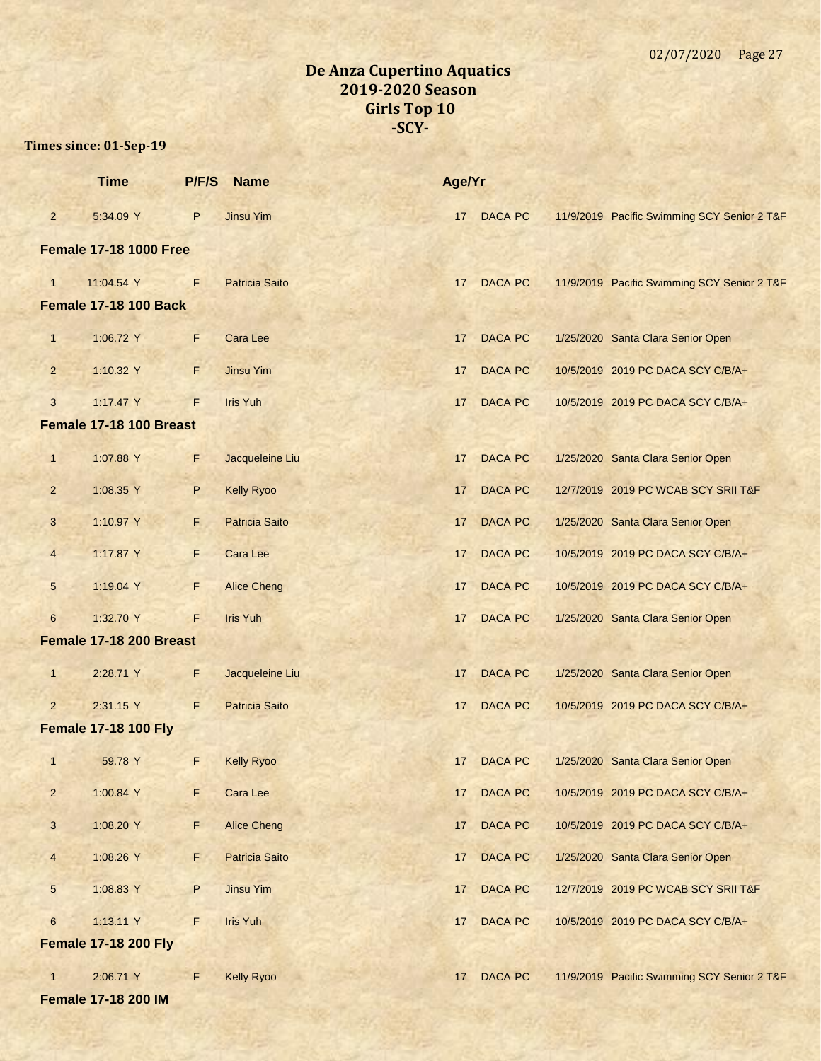# De Anza Cupertino Aquatics
## 2019-2020 Season
## Girls Top 10
## -SCY-

**Times since: 01-Sep-19**

| | Time | P/F/S | Name | Age/Yr | | | |
|---|---|---|---|---|---|---|---|
| 2 | 5:34.09 Y | P | Jinsu Yim | 17 | DACA PC | 11/9/2019 | Pacific Swimming SCY Senior 2 T&F |

### Female 17-18 1000 Free

| | Time | P/F/S | Name | Age/Yr | | | |
|---|---|---|---|---|---|---|---|
| 1 | 11:04.54 Y | F | Patricia Saito | 17 | DACA PC | 11/9/2019 | Pacific Swimming SCY Senior 2 T&F |

### Female 17-18 100 Back

| | Time | P/F/S | Name | Age/Yr | | | |
|---|---|---|---|---|---|---|---|
| 1 | 1:06.72 Y | F | Cara Lee | 17 | DACA PC | 1/25/2020 | Santa Clara Senior Open |
| 2 | 1:10.32 Y | F | Jinsu Yim | 17 | DACA PC | 10/5/2019 | 2019 PC DACA SCY C/B/A+ |
| 3 | 1:17.47 Y | F | Iris Yuh | 17 | DACA PC | 10/5/2019 | 2019 PC DACA SCY C/B/A+ |

### Female 17-18 100 Breast

| | Time | P/F/S | Name | Age/Yr | | | |
|---|---|---|---|---|---|---|---|
| 1 | 1:07.88 Y | F | Jacqueleine Liu | 17 | DACA PC | 1/25/2020 | Santa Clara Senior Open |
| 2 | 1:08.35 Y | P | Kelly Ryoo | 17 | DACA PC | 12/7/2019 | 2019 PC WCAB SCY SRII T&F |
| 3 | 1:10.97 Y | F | Patricia Saito | 17 | DACA PC | 1/25/2020 | Santa Clara Senior Open |
| 4 | 1:17.87 Y | F | Cara Lee | 17 | DACA PC | 10/5/2019 | 2019 PC DACA SCY C/B/A+ |
| 5 | 1:19.04 Y | F | Alice Cheng | 17 | DACA PC | 10/5/2019 | 2019 PC DACA SCY C/B/A+ |
| 6 | 1:32.70 Y | F | Iris Yuh | 17 | DACA PC | 1/25/2020 | Santa Clara Senior Open |

### Female 17-18 200 Breast

| | Time | P/F/S | Name | Age/Yr | | | |
|---|---|---|---|---|---|---|---|
| 1 | 2:28.71 Y | F | Jacqueleine Liu | 17 | DACA PC | 1/25/2020 | Santa Clara Senior Open |
| 2 | 2:31.15 Y | F | Patricia Saito | 17 | DACA PC | 10/5/2019 | 2019 PC DACA SCY C/B/A+ |

### Female 17-18 100 Fly

| | Time | P/F/S | Name | Age/Yr | | | |
|---|---|---|---|---|---|---|---|
| 1 | 59.78 Y | F | Kelly Ryoo | 17 | DACA PC | 1/25/2020 | Santa Clara Senior Open |
| 2 | 1:00.84 Y | F | Cara Lee | 17 | DACA PC | 10/5/2019 | 2019 PC DACA SCY C/B/A+ |
| 3 | 1:08.20 Y | F | Alice Cheng | 17 | DACA PC | 10/5/2019 | 2019 PC DACA SCY C/B/A+ |
| 4 | 1:08.26 Y | F | Patricia Saito | 17 | DACA PC | 1/25/2020 | Santa Clara Senior Open |
| 5 | 1:08.83 Y | P | Jinsu Yim | 17 | DACA PC | 12/7/2019 | 2019 PC WCAB SCY SRII T&F |
| 6 | 1:13.11 Y | F | Iris Yuh | 17 | DACA PC | 10/5/2019 | 2019 PC DACA SCY C/B/A+ |

### Female 17-18 200 Fly

| | Time | P/F/S | Name | Age/Yr | | | |
|---|---|---|---|---|---|---|---|
| 1 | 2:06.71 Y | F | Kelly Ryoo | 17 | DACA PC | 11/9/2019 | Pacific Swimming SCY Senior 2 T&F |

### Female 17-18 200 IM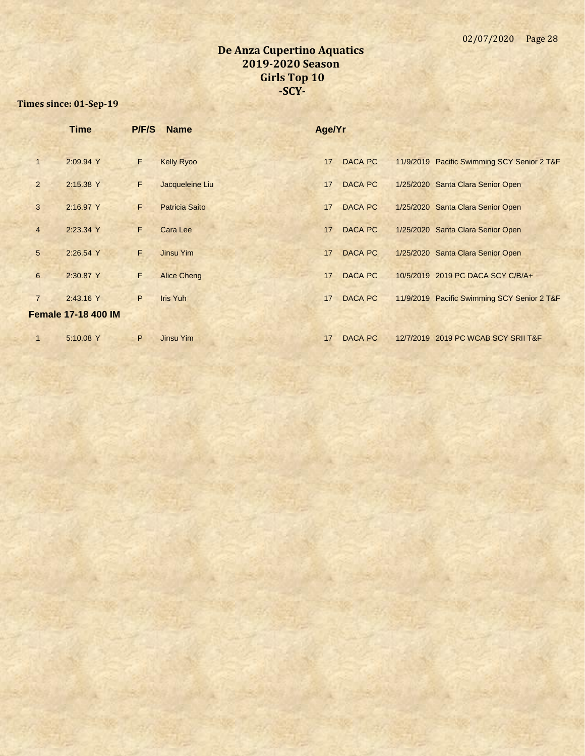# De Anza Cupertino Aquatics
## 2019-2020 Season
## Girls Top 10
## -SCY-

**Times since: 01-Sep-19**

| | Time | P/F/S | Name | Age/Yr | | | |
|---|---|---|---|---|---|---|---|
| 1 | 2:09.94 Y | F | Kelly Ryoo | 17 | DACA PC | 11/9/2019 | Pacific Swimming SCY Senior 2 T&F |
| 2 | 2:15.38 Y | F | Jacqueleine Liu | 17 | DACA PC | 1/25/2020 | Santa Clara Senior Open |
| 3 | 2:16.97 Y | F | Patricia Saito | 17 | DACA PC | 1/25/2020 | Santa Clara Senior Open |
| 4 | 2:23.34 Y | F | Cara Lee | 17 | DACA PC | 1/25/2020 | Santa Clara Senior Open |
| 5 | 2:26.54 Y | F | Jinsu Yim | 17 | DACA PC | 1/25/2020 | Santa Clara Senior Open |
| 6 | 2:30.87 Y | F | Alice Cheng | 17 | DACA PC | 10/5/2019 | 2019 PC DACA SCY C/B/A+ |
| 7 | 2:43.16 Y | P | Iris Yuh | 17 | DACA PC | 11/9/2019 | Pacific Swimming SCY Senior 2 T&F |

**Female 17-18 400 IM**

| | Time | P/F/S | Name | Age/Yr | | | |
|---|---|---|---|---|---|---|---|
| 1 | 5:10.08 Y | P | Jinsu Yim | 17 | DACA PC | 12/7/2019 | 2019 PC WCAB SCY SRII T&F |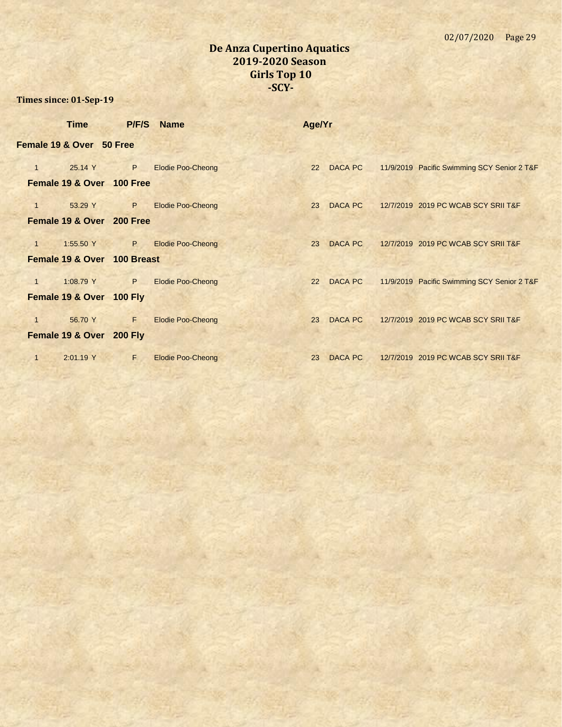# De Anza Cupertino Aquatics
# 2019-2020 Season
# Girls Top 10
# -SCY-

**Times since: 01-Sep-19**

| | Time | P/F/S | Name | Age/Yr | | | |
|---|---|---|---|---|---|---|---|
| **Female 19 & Over 50 Free** | | | | | | | |
| 1 | 25.14 Y | P | Elodie Poo-Cheong | 22 | DACA PC | 11/9/2019 | Pacific Swimming SCY Senior 2 T&F |
| **Female 19 & Over 100 Free** | | | | | | | |
| 1 | 53.29 Y | P | Elodie Poo-Cheong | 23 | DACA PC | 12/7/2019 | 2019 PC WCAB SCY SRII T&F |
| **Female 19 & Over 200 Free** | | | | | | | |
| 1 | 1:55.50 Y | P | Elodie Poo-Cheong | 23 | DACA PC | 12/7/2019 | 2019 PC WCAB SCY SRII T&F |
| **Female 19 & Over 100 Breast** | | | | | | | |
| 1 | 1:08.79 Y | P | Elodie Poo-Cheong | 22 | DACA PC | 11/9/2019 | Pacific Swimming SCY Senior 2 T&F |
| **Female 19 & Over 100 Fly** | | | | | | | |
| 1 | 56.70 Y | F | Elodie Poo-Cheong | 23 | DACA PC | 12/7/2019 | 2019 PC WCAB SCY SRII T&F |
| **Female 19 & Over 200 Fly** | | | | | | | |
| 1 | 2:01.19 Y | F | Elodie Poo-Cheong | 23 | DACA PC | 12/7/2019 | 2019 PC WCAB SCY SRII T&F |